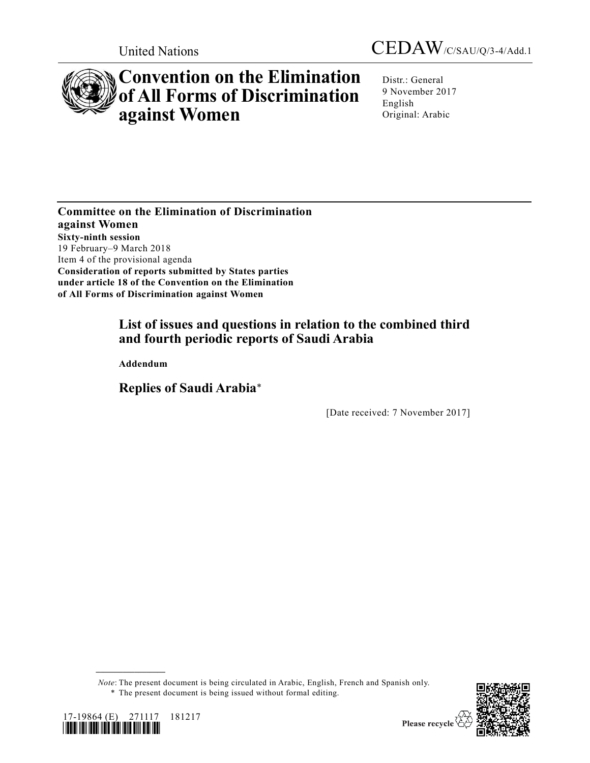United Nations

CEDAW/C/SAU/Q/3-4/Add.1

# Convention on the Elimination of All Forms of Discrimination against Women

Distr.: General
9 November 2017
English
Original: Arabic

**Committee on the Elimination of Discrimination against Women**
**Sixty-ninth session**
19 February–9 March 2018
Item 4 of the provisional agenda
**Consideration of reports submitted by States parties under article 18 of the Convention on the Elimination of All Forms of Discrimination against Women**

## List of issues and questions in relation to the combined third and fourth periodic reports of Saudi Arabia

**Addendum**

## Replies of Saudi Arabia*

[Date received: 7 November 2017]

*Note*: The present document is being circulated in Arabic, English, French and Spanish only.

\* The present document is being issued without formal editing.

17-19864 (E) 271117 181217

Please recycle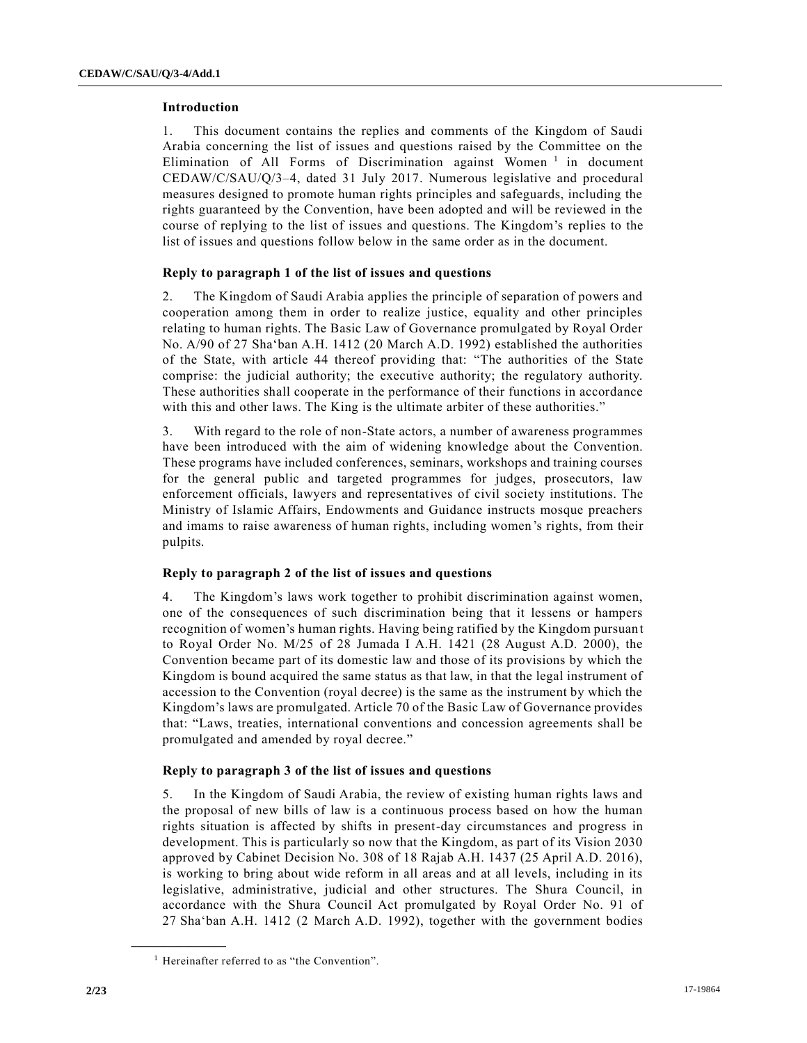## Introduction

1. This document contains the replies and comments of the Kingdom of Saudi Arabia concerning the list of issues and questions raised by the Committee on the Elimination of All Forms of Discrimination against Women [1] in document CEDAW/C/SAU/Q/3–4, dated 31 July 2017. Numerous legislative and procedural measures designed to promote human rights principles and safeguards, including the rights guaranteed by the Convention, have been adopted and will be reviewed in the course of replying to the list of issues and questions. The Kingdom's replies to the list of issues and questions follow below in the same order as in the document.

## Reply to paragraph 1 of the list of issues and questions

2. The Kingdom of Saudi Arabia applies the principle of separation of powers and cooperation among them in order to realize justice, equality and other principles relating to human rights. The Basic Law of Governance promulgated by Royal Order No. A/90 of 27 Sha'ban A.H. 1412 (20 March A.D. 1992) established the authorities of the State, with article 44 thereof providing that: "The authorities of the State comprise: the judicial authority; the executive authority; the regulatory authority. These authorities shall cooperate in the performance of their functions in accordance with this and other laws. The King is the ultimate arbiter of these authorities."

3. With regard to the role of non-State actors, a number of awareness programmes have been introduced with the aim of widening knowledge about the Convention. These programs have included conferences, seminars, workshops and training courses for the general public and targeted programmes for judges, prosecutors, law enforcement officials, lawyers and representatives of civil society institutions. The Ministry of Islamic Affairs, Endowments and Guidance instructs mosque preachers and imams to raise awareness of human rights, including women's rights, from their pulpits.

## Reply to paragraph 2 of the list of issues and questions

4. The Kingdom's laws work together to prohibit discrimination against women, one of the consequences of such discrimination being that it lessens or hampers recognition of women's human rights. Having being ratified by the Kingdom pursuant to Royal Order No. M/25 of 28 Jumada I A.H. 1421 (28 August A.D. 2000), the Convention became part of its domestic law and those of its provisions by which the Kingdom is bound acquired the same status as that law, in that the legal instrument of accession to the Convention (royal decree) is the same as the instrument by which the Kingdom's laws are promulgated. Article 70 of the Basic Law of Governance provides that: "Laws, treaties, international conventions and concession agreements shall be promulgated and amended by royal decree."

## Reply to paragraph 3 of the list of issues and questions

5. In the Kingdom of Saudi Arabia, the review of existing human rights laws and the proposal of new bills of law is a continuous process based on how the human rights situation is affected by shifts in present-day circumstances and progress in development. This is particularly so now that the Kingdom, as part of its Vision 2030 approved by Cabinet Decision No. 308 of 18 Rajab A.H. 1437 (25 April A.D. 2016), is working to bring about wide reform in all areas and at all levels, including in its legislative, administrative, judicial and other structures. The Shura Council, in accordance with the Shura Council Act promulgated by Royal Order No. 91 of 27 Sha'ban A.H. 1412 (2 March A.D. 1992), together with the government bodies

[1] Hereinafter referred to as "the Convention".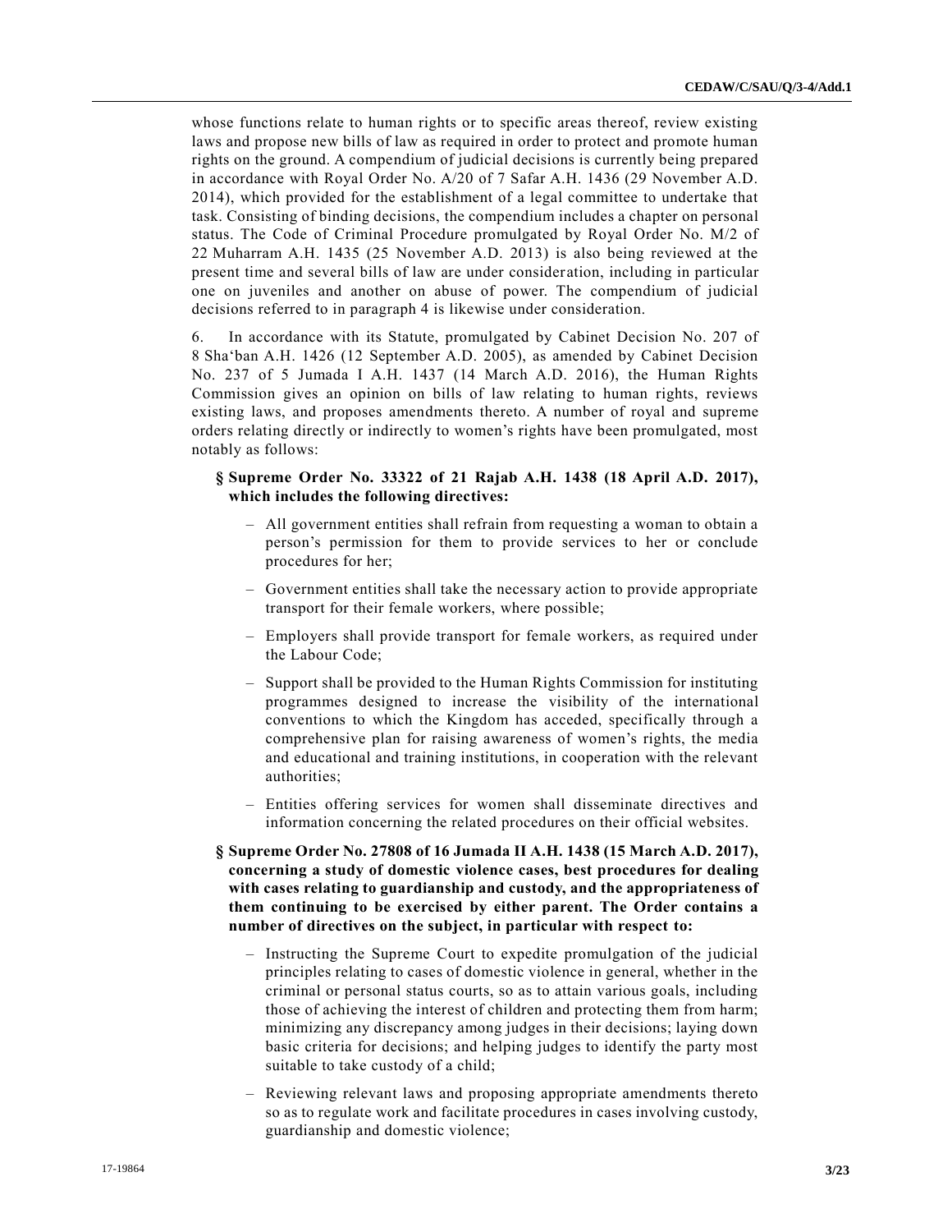whose functions relate to human rights or to specific areas thereof, review existing laws and propose new bills of law as required in order to protect and promote human rights on the ground. A compendium of judicial decisions is currently being prepared in accordance with Royal Order No. A/20 of 7 Safar A.H. 1436 (29 November A.D. 2014), which provided for the establishment of a legal committee to undertake that task. Consisting of binding decisions, the compendium includes a chapter on personal status. The Code of Criminal Procedure promulgated by Royal Order No. M/2 of 22 Muharram A.H. 1435 (25 November A.D. 2013) is also being reviewed at the present time and several bills of law are under consideration, including in particular one on juveniles and another on abuse of power. The compendium of judicial decisions referred to in paragraph 4 is likewise under consideration.

6. In accordance with its Statute, promulgated by Cabinet Decision No. 207 of 8 Sha'ban A.H. 1426 (12 September A.D. 2005), as amended by Cabinet Decision No. 237 of 5 Jumada I A.H. 1437 (14 March A.D. 2016), the Human Rights Commission gives an opinion on bills of law relating to human rights, reviews existing laws, and proposes amendments thereto. A number of royal and supreme orders relating directly or indirectly to women's rights have been promulgated, most notably as follows:

§ **Supreme Order No. 33322 of 21 Rajab A.H. 1438 (18 April A.D. 2017), which includes the following directives:**

- All government entities shall refrain from requesting a woman to obtain a person's permission for them to provide services to her or conclude procedures for her;
- Government entities shall take the necessary action to provide appropriate transport for their female workers, where possible;
- Employers shall provide transport for female workers, as required under the Labour Code;
- Support shall be provided to the Human Rights Commission for instituting programmes designed to increase the visibility of the international conventions to which the Kingdom has acceded, specifically through a comprehensive plan for raising awareness of women's rights, the media and educational and training institutions, in cooperation with the relevant authorities;
- Entities offering services for women shall disseminate directives and information concerning the related procedures on their official websites.

§ **Supreme Order No. 27808 of 16 Jumada II A.H. 1438 (15 March A.D. 2017), concerning a study of domestic violence cases, best procedures for dealing with cases relating to guardianship and custody, and the appropriateness of them continuing to be exercised by either parent. The Order contains a number of directives on the subject, in particular with respect to:**

- Instructing the Supreme Court to expedite promulgation of the judicial principles relating to cases of domestic violence in general, whether in the criminal or personal status courts, so as to attain various goals, including those of achieving the interest of children and protecting them from harm; minimizing any discrepancy among judges in their decisions; laying down basic criteria for decisions; and helping judges to identify the party most suitable to take custody of a child;
- Reviewing relevant laws and proposing appropriate amendments thereto so as to regulate work and facilitate procedures in cases involving custody, guardianship and domestic violence;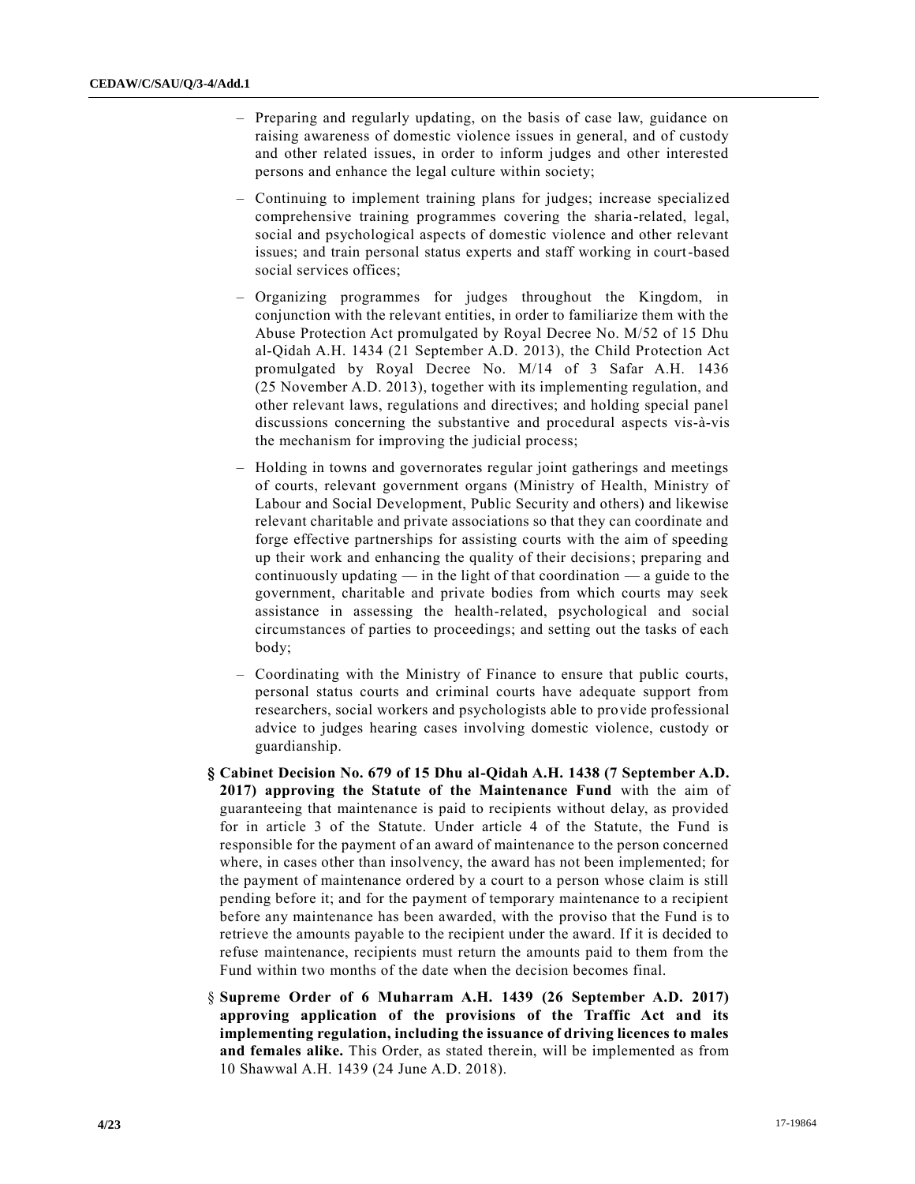- Preparing and regularly updating, on the basis of case law, guidance on raising awareness of domestic violence issues in general, and of custody and other related issues, in order to inform judges and other interested persons and enhance the legal culture within society;

- Continuing to implement training plans for judges; increase specialized comprehensive training programmes covering the sharia-related, legal, social and psychological aspects of domestic violence and other relevant issues; and train personal status experts and staff working in court-based social services offices;

- Organizing programmes for judges throughout the Kingdom, in conjunction with the relevant entities, in order to familiarize them with the Abuse Protection Act promulgated by Royal Decree No. M/52 of 15 Dhu al-Qidah A.H. 1434 (21 September A.D. 2013), the Child Protection Act promulgated by Royal Decree No. M/14 of 3 Safar A.H. 1436 (25 November A.D. 2013), together with its implementing regulation, and other relevant laws, regulations and directives; and holding special panel discussions concerning the substantive and procedural aspects vis-à-vis the mechanism for improving the judicial process;

- Holding in towns and governorates regular joint gatherings and meetings of courts, relevant government organs (Ministry of Health, Ministry of Labour and Social Development, Public Security and others) and likewise relevant charitable and private associations so that they can coordinate and forge effective partnerships for assisting courts with the aim of speeding up their work and enhancing the quality of their decisions; preparing and continuously updating — in the light of that coordination — a guide to the government, charitable and private bodies from which courts may seek assistance in assessing the health-related, psychological and social circumstances of parties to proceedings; and setting out the tasks of each body;

- Coordinating with the Ministry of Finance to ensure that public courts, personal status courts and criminal courts have adequate support from researchers, social workers and psychologists able to provide professional advice to judges hearing cases involving domestic violence, custody or guardianship.

§ **Cabinet Decision No. 679 of 15 Dhu al-Qidah A.H. 1438 (7 September A.D. 2017) approving the Statute of the Maintenance Fund** with the aim of guaranteeing that maintenance is paid to recipients without delay, as provided for in article 3 of the Statute. Under article 4 of the Statute, the Fund is responsible for the payment of an award of maintenance to the person concerned where, in cases other than insolvency, the award has not been implemented; for the payment of maintenance ordered by a court to a person whose claim is still pending before it; and for the payment of temporary maintenance to a recipient before any maintenance has been awarded, with the proviso that the Fund is to retrieve the amounts payable to the recipient under the award. If it is decided to refuse maintenance, recipients must return the amounts paid to them from the Fund within two months of the date when the decision becomes final.

§ **Supreme Order of 6 Muharram A.H. 1439 (26 September A.D. 2017) approving application of the provisions of the Traffic Act and its implementing regulation, including the issuance of driving licences to males and females alike.** This Order, as stated therein, will be implemented as from 10 Shawwal A.H. 1439 (24 June A.D. 2018).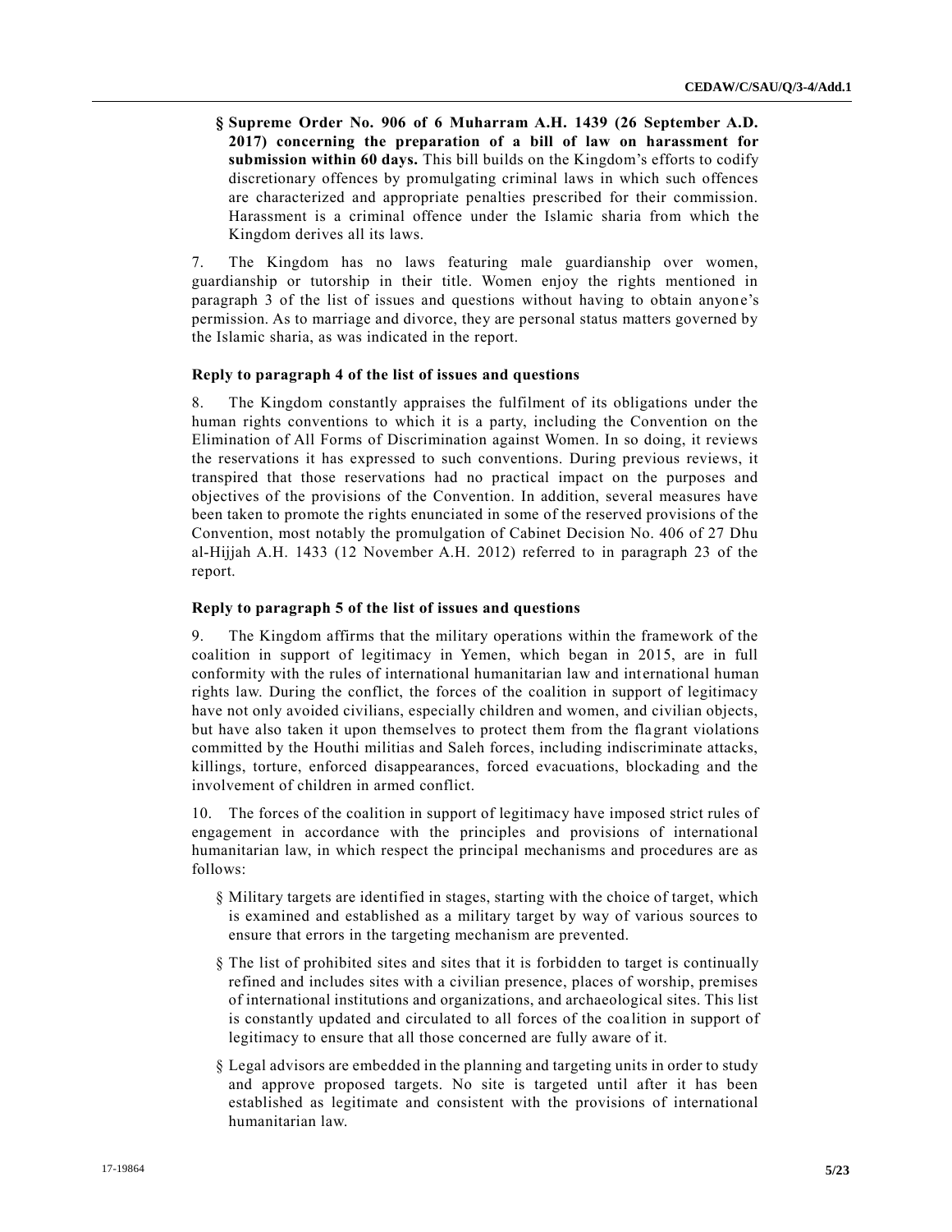- **Supreme Order No. 906 of 6 Muharram A.H. 1439 (26 September A.D. 2017) concerning the preparation of a bill of law on harassment for submission within 60 days.** This bill builds on the Kingdom's efforts to codify discretionary offences by promulgating criminal laws in which such offences are characterized and appropriate penalties prescribed for their commission. Harassment is a criminal offence under the Islamic sharia from which the Kingdom derives all its laws.

7. The Kingdom has no laws featuring male guardianship over women, guardianship or tutorship in their title. Women enjoy the rights mentioned in paragraph 3 of the list of issues and questions without having to obtain anyone's permission. As to marriage and divorce, they are personal status matters governed by the Islamic sharia, as was indicated in the report.

### Reply to paragraph 4 of the list of issues and questions

8. The Kingdom constantly appraises the fulfilment of its obligations under the human rights conventions to which it is a party, including the Convention on the Elimination of All Forms of Discrimination against Women. In so doing, it reviews the reservations it has expressed to such conventions. During previous reviews, it transpired that those reservations had no practical impact on the purposes and objectives of the provisions of the Convention. In addition, several measures have been taken to promote the rights enunciated in some of the reserved provisions of the Convention, most notably the promulgation of Cabinet Decision No. 406 of 27 Dhu al-Hijjah A.H. 1433 (12 November A.H. 2012) referred to in paragraph 23 of the report.

### Reply to paragraph 5 of the list of issues and questions

9. The Kingdom affirms that the military operations within the framework of the coalition in support of legitimacy in Yemen, which began in 2015, are in full conformity with the rules of international humanitarian law and international human rights law. During the conflict, the forces of the coalition in support of legitimacy have not only avoided civilians, especially children and women, and civilian objects, but have also taken it upon themselves to protect them from the flagrant violations committed by the Houthi militias and Saleh forces, including indiscriminate attacks, killings, torture, enforced disappearances, forced evacuations, blockading and the involvement of children in armed conflict.

10. The forces of the coalition in support of legitimacy have imposed strict rules of engagement in accordance with the principles and provisions of international humanitarian law, in which respect the principal mechanisms and procedures are as follows:

- Military targets are identified in stages, starting with the choice of target, which is examined and established as a military target by way of various sources to ensure that errors in the targeting mechanism are prevented.
- The list of prohibited sites and sites that it is forbidden to target is continually refined and includes sites with a civilian presence, places of worship, premises of international institutions and organizations, and archaeological sites. This list is constantly updated and circulated to all forces of the coalition in support of legitimacy to ensure that all those concerned are fully aware of it.
- Legal advisors are embedded in the planning and targeting units in order to study and approve proposed targets. No site is targeted until after it has been established as legitimate and consistent with the provisions of international humanitarian law.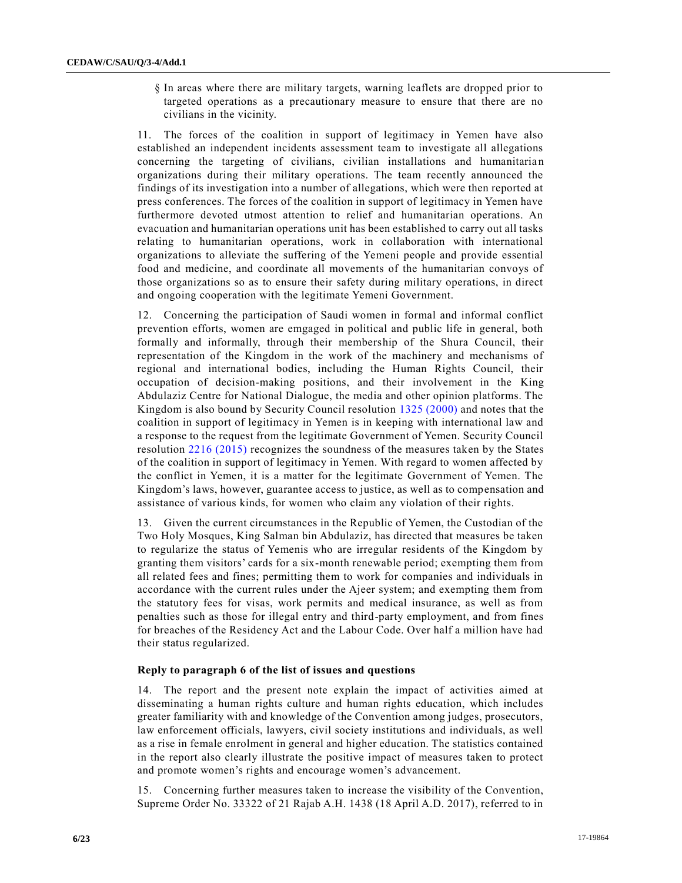§ In areas where there are military targets, warning leaflets are dropped prior to targeted operations as a precautionary measure to ensure that there are no civilians in the vicinity.

11. The forces of the coalition in support of legitimacy in Yemen have also established an independent incidents assessment team to investigate all allegations concerning the targeting of civilians, civilian installations and humanitarian organizations during their military operations. The team recently announced the findings of its investigation into a number of allegations, which were then reported at press conferences. The forces of the coalition in support of legitimacy in Yemen have furthermore devoted utmost attention to relief and humanitarian operations. An evacuation and humanitarian operations unit has been established to carry out all tasks relating to humanitarian operations, work in collaboration with international organizations to alleviate the suffering of the Yemeni people and provide essential food and medicine, and coordinate all movements of the humanitarian convoys of those organizations so as to ensure their safety during military operations, in direct and ongoing cooperation with the legitimate Yemeni Government.

12. Concerning the participation of Saudi women in formal and informal conflict prevention efforts, women are emgaged in political and public life in general, both formally and informally, through their membership of the Shura Council, their representation of the Kingdom in the work of the machinery and mechanisms of regional and international bodies, including the Human Rights Council, their occupation of decision-making positions, and their involvement in the King Abdulaziz Centre for National Dialogue, the media and other opinion platforms. The Kingdom is also bound by Security Council resolution 1325 (2000) and notes that the coalition in support of legitimacy in Yemen is in keeping with international law and a response to the request from the legitimate Government of Yemen. Security Council resolution 2216 (2015) recognizes the soundness of the measures taken by the States of the coalition in support of legitimacy in Yemen. With regard to women affected by the conflict in Yemen, it is a matter for the legitimate Government of Yemen. The Kingdom's laws, however, guarantee access to justice, as well as to compensation and assistance of various kinds, for women who claim any violation of their rights.

13. Given the current circumstances in the Republic of Yemen, the Custodian of the Two Holy Mosques, King Salman bin Abdulaziz, has directed that measures be taken to regularize the status of Yemenis who are irregular residents of the Kingdom by granting them visitors' cards for a six-month renewable period; exempting them from all related fees and fines; permitting them to work for companies and individuals in accordance with the current rules under the Ajeer system; and exempting them from the statutory fees for visas, work permits and medical insurance, as well as from penalties such as those for illegal entry and third-party employment, and from fines for breaches of the Residency Act and the Labour Code. Over half a million have had their status regularized.

**Reply to paragraph 6 of the list of issues and questions**

14. The report and the present note explain the impact of activities aimed at disseminating a human rights culture and human rights education, which includes greater familiarity with and knowledge of the Convention among judges, prosecutors, law enforcement officials, lawyers, civil society institutions and individuals, as well as a rise in female enrolment in general and higher education. The statistics contained in the report also clearly illustrate the positive impact of measures taken to protect and promote women's rights and encourage women's advancement.

15. Concerning further measures taken to increase the visibility of the Convention, Supreme Order No. 33322 of 21 Rajab A.H. 1438 (18 April A.D. 2017), referred to in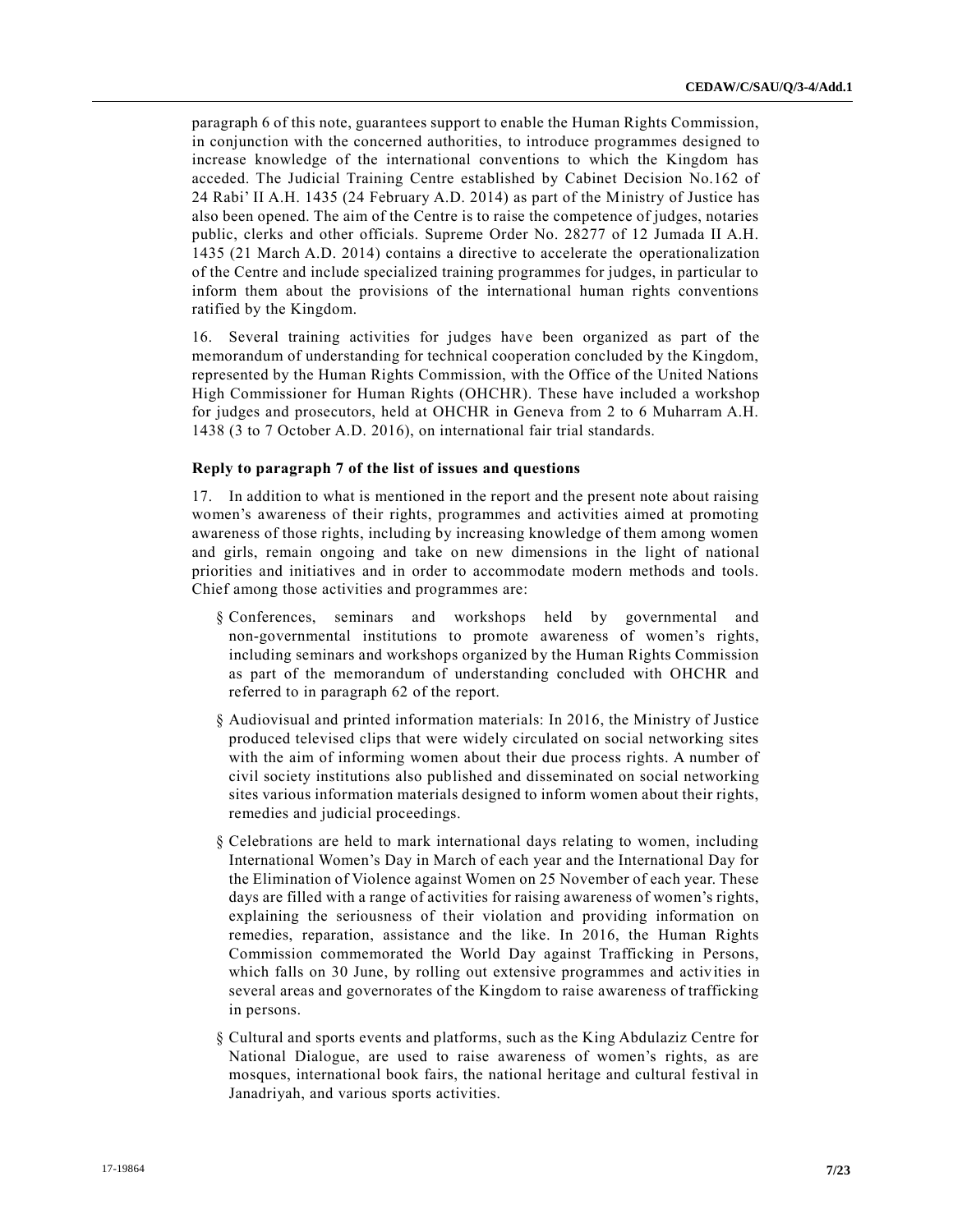paragraph 6 of this note, guarantees support to enable the Human Rights Commission, in conjunction with the concerned authorities, to introduce programmes designed to increase knowledge of the international conventions to which the Kingdom has acceded. The Judicial Training Centre established by Cabinet Decision No.162 of 24 Rabi' II A.H. 1435 (24 February A.D. 2014) as part of the Ministry of Justice has also been opened. The aim of the Centre is to raise the competence of judges, notaries public, clerks and other officials. Supreme Order No. 28277 of 12 Jumada II A.H. 1435 (21 March A.D. 2014) contains a directive to accelerate the operationalization of the Centre and include specialized training programmes for judges, in particular to inform them about the provisions of the international human rights conventions ratified by the Kingdom.

16. Several training activities for judges have been organized as part of the memorandum of understanding for technical cooperation concluded by the Kingdom, represented by the Human Rights Commission, with the Office of the United Nations High Commissioner for Human Rights (OHCHR). These have included a workshop for judges and prosecutors, held at OHCHR in Geneva from 2 to 6 Muharram A.H. 1438 (3 to 7 October A.D. 2016), on international fair trial standards.

### Reply to paragraph 7 of the list of issues and questions

17. In addition to what is mentioned in the report and the present note about raising women's awareness of their rights, programmes and activities aimed at promoting awareness of those rights, including by increasing knowledge of them among women and girls, remain ongoing and take on new dimensions in the light of national priorities and initiatives and in order to accommodate modern methods and tools. Chief among those activities and programmes are:

§ Conferences, seminars and workshops held by governmental and non-governmental institutions to promote awareness of women's rights, including seminars and workshops organized by the Human Rights Commission as part of the memorandum of understanding concluded with OHCHR and referred to in paragraph 62 of the report.

§ Audiovisual and printed information materials: In 2016, the Ministry of Justice produced televised clips that were widely circulated on social networking sites with the aim of informing women about their due process rights. A number of civil society institutions also published and disseminated on social networking sites various information materials designed to inform women about their rights, remedies and judicial proceedings.

§ Celebrations are held to mark international days relating to women, including International Women's Day in March of each year and the International Day for the Elimination of Violence against Women on 25 November of each year. These days are filled with a range of activities for raising awareness of women's rights, explaining the seriousness of their violation and providing information on remedies, reparation, assistance and the like. In 2016, the Human Rights Commission commemorated the World Day against Trafficking in Persons, which falls on 30 June, by rolling out extensive programmes and activities in several areas and governorates of the Kingdom to raise awareness of trafficking in persons.

§ Cultural and sports events and platforms, such as the King Abdulaziz Centre for National Dialogue, are used to raise awareness of women's rights, as are mosques, international book fairs, the national heritage and cultural festival in Janadriyah, and various sports activities.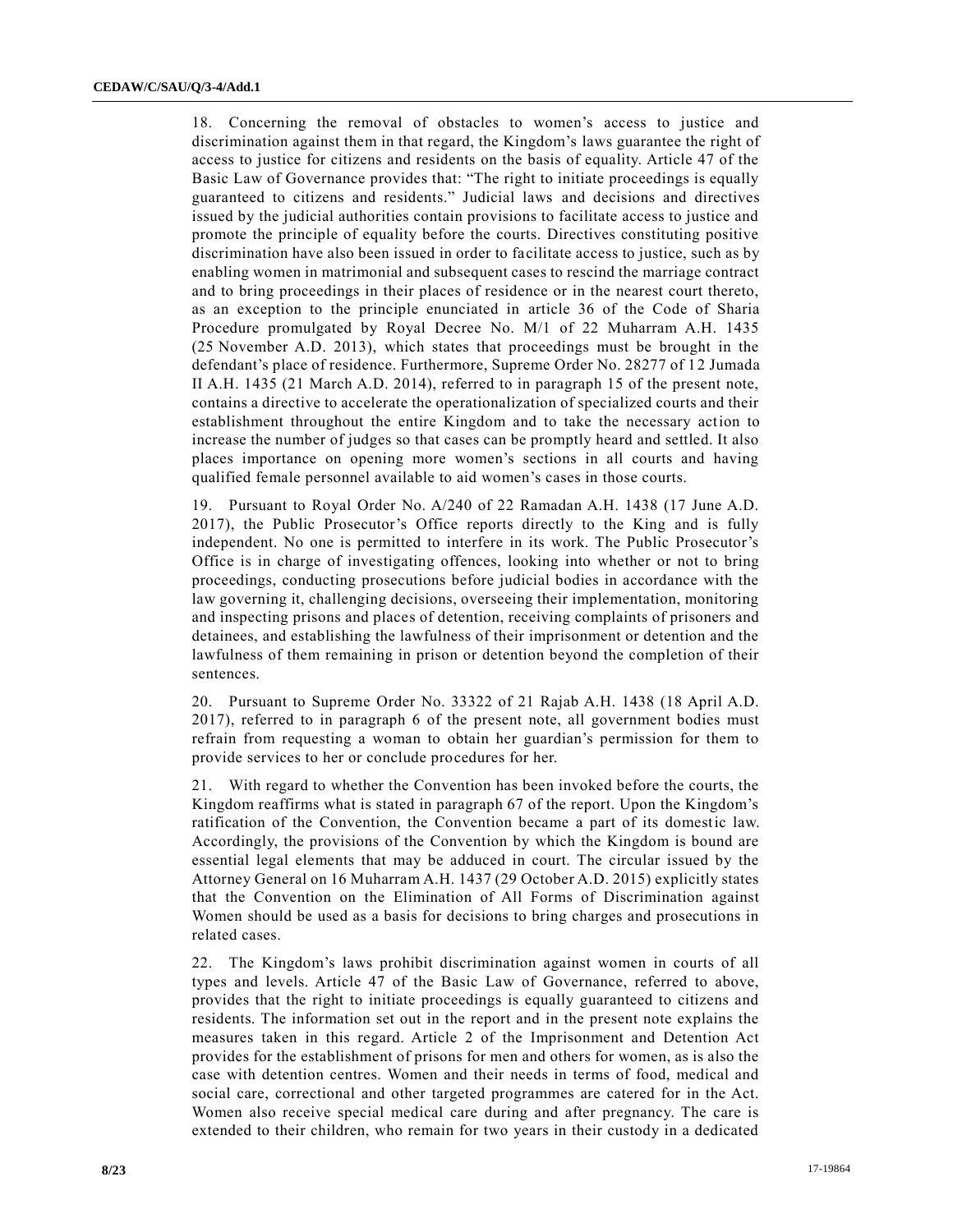18. Concerning the removal of obstacles to women's access to justice and discrimination against them in that regard, the Kingdom's laws guarantee the right of access to justice for citizens and residents on the basis of equality. Article 47 of the Basic Law of Governance provides that: "The right to initiate proceedings is equally guaranteed to citizens and residents." Judicial laws and decisions and directives issued by the judicial authorities contain provisions to facilitate access to justice and promote the principle of equality before the courts. Directives constituting positive discrimination have also been issued in order to facilitate access to justice, such as by enabling women in matrimonial and subsequent cases to rescind the marriage contract and to bring proceedings in their places of residence or in the nearest court thereto, as an exception to the principle enunciated in article 36 of the Code of Sharia Procedure promulgated by Royal Decree No. M/1 of 22 Muharram A.H. 1435 (25 November A.D. 2013), which states that proceedings must be brought in the defendant's place of residence. Furthermore, Supreme Order No. 28277 of 12 Jumada II A.H. 1435 (21 March A.D. 2014), referred to in paragraph 15 of the present note, contains a directive to accelerate the operationalization of specialized courts and their establishment throughout the entire Kingdom and to take the necessary action to increase the number of judges so that cases can be promptly heard and settled. It also places importance on opening more women's sections in all courts and having qualified female personnel available to aid women's cases in those courts.

19. Pursuant to Royal Order No. A/240 of 22 Ramadan A.H. 1438 (17 June A.D. 2017), the Public Prosecutor's Office reports directly to the King and is fully independent. No one is permitted to interfere in its work. The Public Prosecutor's Office is in charge of investigating offences, looking into whether or not to bring proceedings, conducting prosecutions before judicial bodies in accordance with the law governing it, challenging decisions, overseeing their implementation, monitoring and inspecting prisons and places of detention, receiving complaints of prisoners and detainees, and establishing the lawfulness of their imprisonment or detention and the lawfulness of them remaining in prison or detention beyond the completion of their sentences.

20. Pursuant to Supreme Order No. 33322 of 21 Rajab A.H. 1438 (18 April A.D. 2017), referred to in paragraph 6 of the present note, all government bodies must refrain from requesting a woman to obtain her guardian's permission for them to provide services to her or conclude procedures for her.

21. With regard to whether the Convention has been invoked before the courts, the Kingdom reaffirms what is stated in paragraph 67 of the report. Upon the Kingdom's ratification of the Convention, the Convention became a part of its domestic law. Accordingly, the provisions of the Convention by which the Kingdom is bound are essential legal elements that may be adduced in court. The circular issued by the Attorney General on 16 Muharram A.H. 1437 (29 October A.D. 2015) explicitly states that the Convention on the Elimination of All Forms of Discrimination against Women should be used as a basis for decisions to bring charges and prosecutions in related cases.

22. The Kingdom's laws prohibit discrimination against women in courts of all types and levels. Article 47 of the Basic Law of Governance, referred to above, provides that the right to initiate proceedings is equally guaranteed to citizens and residents. The information set out in the report and in the present note explains the measures taken in this regard. Article 2 of the Imprisonment and Detention Act provides for the establishment of prisons for men and others for women, as is also the case with detention centres. Women and their needs in terms of food, medical and social care, correctional and other targeted programmes are catered for in the Act. Women also receive special medical care during and after pregnancy. The care is extended to their children, who remain for two years in their custody in a dedicated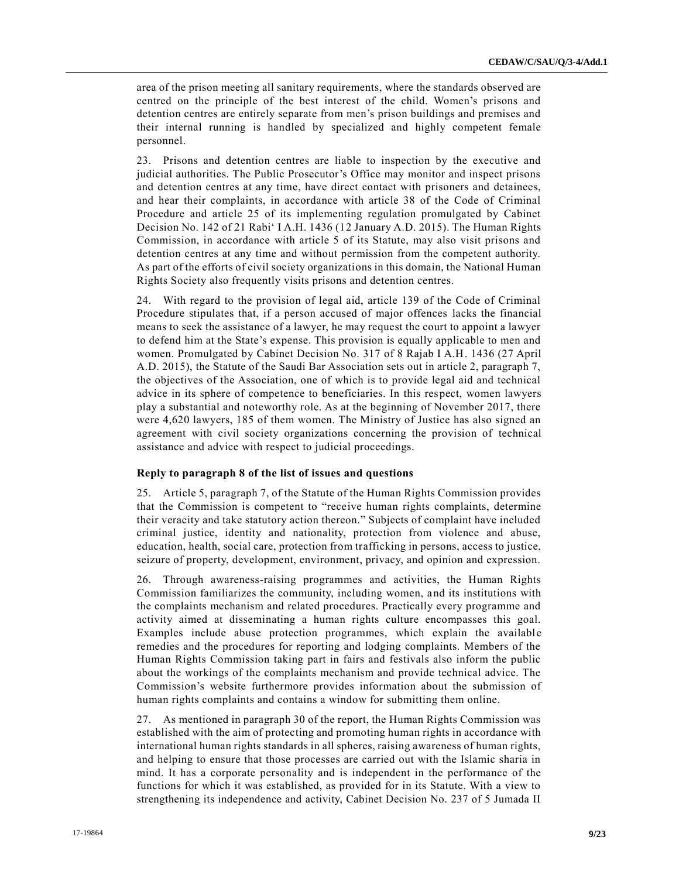area of the prison meeting all sanitary requirements, where the standards observed are centred on the principle of the best interest of the child. Women's prisons and detention centres are entirely separate from men's prison buildings and premises and their internal running is handled by specialized and highly competent female personnel.

23. Prisons and detention centres are liable to inspection by the executive and judicial authorities. The Public Prosecutor's Office may monitor and inspect prisons and detention centres at any time, have direct contact with prisoners and detainees, and hear their complaints, in accordance with article 38 of the Code of Criminal Procedure and article 25 of its implementing regulation promulgated by Cabinet Decision No. 142 of 21 Rabi' I A.H. 1436 (12 January A.D. 2015). The Human Rights Commission, in accordance with article 5 of its Statute, may also visit prisons and detention centres at any time and without permission from the competent authority. As part of the efforts of civil society organizations in this domain, the National Human Rights Society also frequently visits prisons and detention centres.

24. With regard to the provision of legal aid, article 139 of the Code of Criminal Procedure stipulates that, if a person accused of major offences lacks the financial means to seek the assistance of a lawyer, he may request the court to appoint a lawyer to defend him at the State's expense. This provision is equally applicable to men and women. Promulgated by Cabinet Decision No. 317 of 8 Rajab I A.H. 1436 (27 April A.D. 2015), the Statute of the Saudi Bar Association sets out in article 2, paragraph 7, the objectives of the Association, one of which is to provide legal aid and technical advice in its sphere of competence to beneficiaries. In this respect, women lawyers play a substantial and noteworthy role. As at the beginning of November 2017, there were 4,620 lawyers, 185 of them women. The Ministry of Justice has also signed an agreement with civil society organizations concerning the provision of technical assistance and advice with respect to judicial proceedings.

### Reply to paragraph 8 of the list of issues and questions

25. Article 5, paragraph 7, of the Statute of the Human Rights Commission provides that the Commission is competent to "receive human rights complaints, determine their veracity and take statutory action thereon." Subjects of complaint have included criminal justice, identity and nationality, protection from violence and abuse, education, health, social care, protection from trafficking in persons, access to justice, seizure of property, development, environment, privacy, and opinion and expression.

26. Through awareness-raising programmes and activities, the Human Rights Commission familiarizes the community, including women, and its institutions with the complaints mechanism and related procedures. Practically every programme and activity aimed at disseminating a human rights culture encompasses this goal. Examples include abuse protection programmes, which explain the available remedies and the procedures for reporting and lodging complaints. Members of the Human Rights Commission taking part in fairs and festivals also inform the public about the workings of the complaints mechanism and provide technical advice. The Commission's website furthermore provides information about the submission of human rights complaints and contains a window for submitting them online.

27. As mentioned in paragraph 30 of the report, the Human Rights Commission was established with the aim of protecting and promoting human rights in accordance with international human rights standards in all spheres, raising awareness of human rights, and helping to ensure that those processes are carried out with the Islamic sharia in mind. It has a corporate personality and is independent in the performance of the functions for which it was established, as provided for in its Statute. With a view to strengthening its independence and activity, Cabinet Decision No. 237 of 5 Jumada II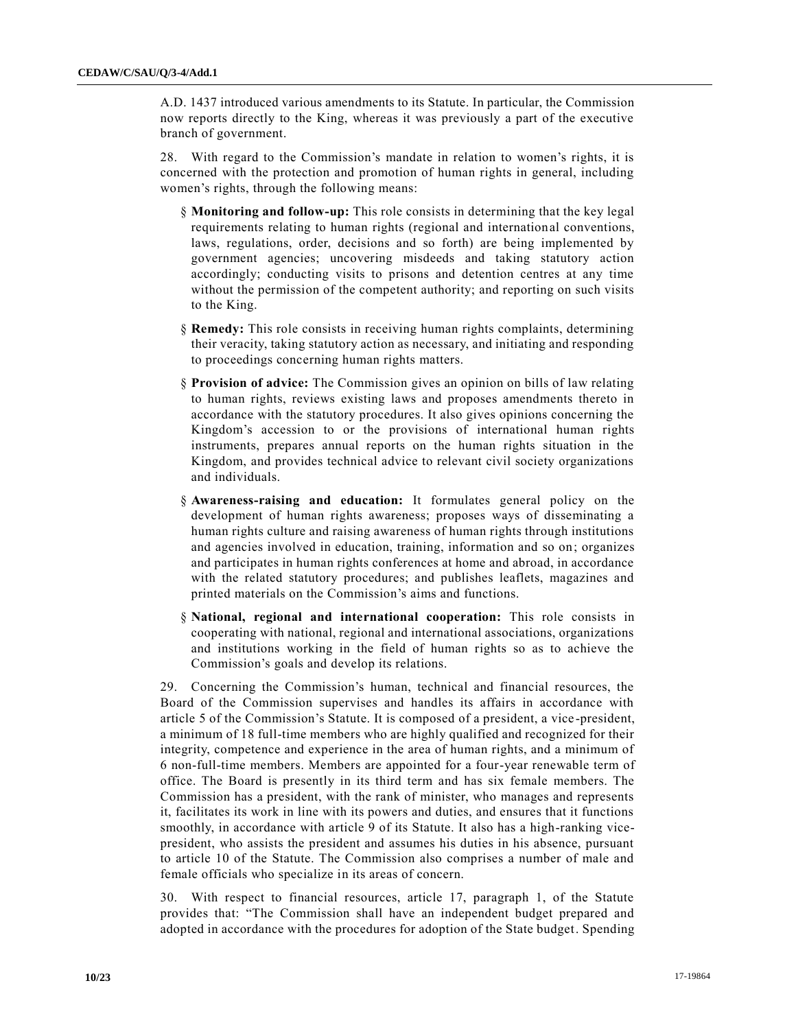A.D. 1437 introduced various amendments to its Statute. In particular, the Commission now reports directly to the King, whereas it was previously a part of the executive branch of government.

28. With regard to the Commission's mandate in relation to women's rights, it is concerned with the protection and promotion of human rights in general, including women's rights, through the following means:

§ **Monitoring and follow-up:** This role consists in determining that the key legal requirements relating to human rights (regional and international conventions, laws, regulations, order, decisions and so forth) are being implemented by government agencies; uncovering misdeeds and taking statutory action accordingly; conducting visits to prisons and detention centres at any time without the permission of the competent authority; and reporting on such visits to the King.

§ **Remedy:** This role consists in receiving human rights complaints, determining their veracity, taking statutory action as necessary, and initiating and responding to proceedings concerning human rights matters.

§ **Provision of advice:** The Commission gives an opinion on bills of law relating to human rights, reviews existing laws and proposes amendments thereto in accordance with the statutory procedures. It also gives opinions concerning the Kingdom's accession to or the provisions of international human rights instruments, prepares annual reports on the human rights situation in the Kingdom, and provides technical advice to relevant civil society organizations and individuals.

§ **Awareness-raising and education:** It formulates general policy on the development of human rights awareness; proposes ways of disseminating a human rights culture and raising awareness of human rights through institutions and agencies involved in education, training, information and so on; organizes and participates in human rights conferences at home and abroad, in accordance with the related statutory procedures; and publishes leaflets, magazines and printed materials on the Commission's aims and functions.

§ **National, regional and international cooperation:** This role consists in cooperating with national, regional and international associations, organizations and institutions working in the field of human rights so as to achieve the Commission's goals and develop its relations.

29. Concerning the Commission's human, technical and financial resources, the Board of the Commission supervises and handles its affairs in accordance with article 5 of the Commission's Statute. It is composed of a president, a vice-president, a minimum of 18 full-time members who are highly qualified and recognized for their integrity, competence and experience in the area of human rights, and a minimum of 6 non-full-time members. Members are appointed for a four-year renewable term of office. The Board is presently in its third term and has six female members. The Commission has a president, with the rank of minister, who manages and represents it, facilitates its work in line with its powers and duties, and ensures that it functions smoothly, in accordance with article 9 of its Statute. It also has a high-ranking vice-president, who assists the president and assumes his duties in his absence, pursuant to article 10 of the Statute. The Commission also comprises a number of male and female officials who specialize in its areas of concern.

30. With respect to financial resources, article 17, paragraph 1, of the Statute provides that: "The Commission shall have an independent budget prepared and adopted in accordance with the procedures for adoption of the State budget. Spending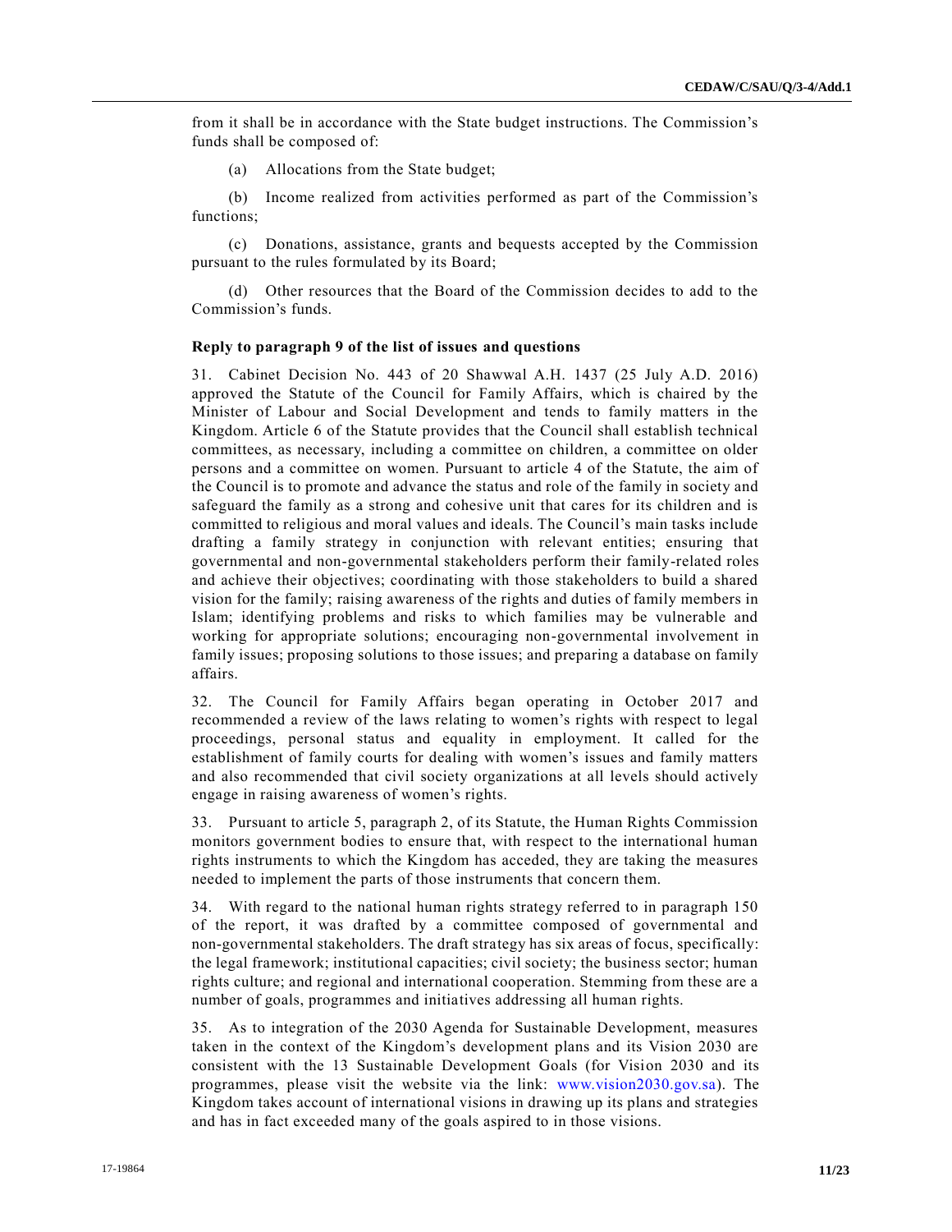from it shall be in accordance with the State budget instructions. The Commission's funds shall be composed of:

(a) Allocations from the State budget;

(b) Income realized from activities performed as part of the Commission's functions;

(c) Donations, assistance, grants and bequests accepted by the Commission pursuant to the rules formulated by its Board;

(d) Other resources that the Board of the Commission decides to add to the Commission's funds.

**Reply to paragraph 9 of the list of issues and questions**

31. Cabinet Decision No. 443 of 20 Shawwal A.H. 1437 (25 July A.D. 2016) approved the Statute of the Council for Family Affairs, which is chaired by the Minister of Labour and Social Development and tends to family matters in the Kingdom. Article 6 of the Statute provides that the Council shall establish technical committees, as necessary, including a committee on children, a committee on older persons and a committee on women. Pursuant to article 4 of the Statute, the aim of the Council is to promote and advance the status and role of the family in society and safeguard the family as a strong and cohesive unit that cares for its children and is committed to religious and moral values and ideals. The Council's main tasks include drafting a family strategy in conjunction with relevant entities; ensuring that governmental and non-governmental stakeholders perform their family-related roles and achieve their objectives; coordinating with those stakeholders to build a shared vision for the family; raising awareness of the rights and duties of family members in Islam; identifying problems and risks to which families may be vulnerable and working for appropriate solutions; encouraging non-governmental involvement in family issues; proposing solutions to those issues; and preparing a database on family affairs.

32. The Council for Family Affairs began operating in October 2017 and recommended a review of the laws relating to women's rights with respect to legal proceedings, personal status and equality in employment. It called for the establishment of family courts for dealing with women's issues and family matters and also recommended that civil society organizations at all levels should actively engage in raising awareness of women's rights.

33. Pursuant to article 5, paragraph 2, of its Statute, the Human Rights Commission monitors government bodies to ensure that, with respect to the international human rights instruments to which the Kingdom has acceded, they are taking the measures needed to implement the parts of those instruments that concern them.

34. With regard to the national human rights strategy referred to in paragraph 150 of the report, it was drafted by a committee composed of governmental and non-governmental stakeholders. The draft strategy has six areas of focus, specifically: the legal framework; institutional capacities; civil society; the business sector; human rights culture; and regional and international cooperation. Stemming from these are a number of goals, programmes and initiatives addressing all human rights.

35. As to integration of the 2030 Agenda for Sustainable Development, measures taken in the context of the Kingdom's development plans and its Vision 2030 are consistent with the 13 Sustainable Development Goals (for Vision 2030 and its programmes, please visit the website via the link: www.vision2030.gov.sa). The Kingdom takes account of international visions in drawing up its plans and strategies and has in fact exceeded many of the goals aspired to in those visions.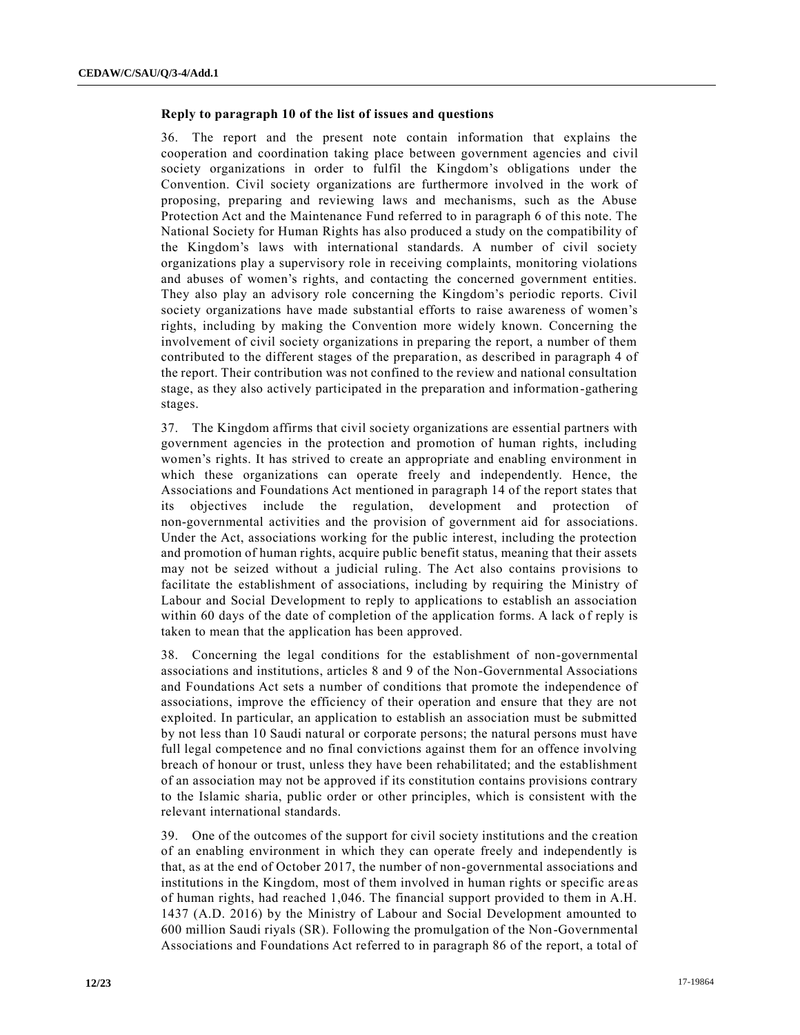### Reply to paragraph 10 of the list of issues and questions

36. The report and the present note contain information that explains the cooperation and coordination taking place between government agencies and civil society organizations in order to fulfil the Kingdom's obligations under the Convention. Civil society organizations are furthermore involved in the work of proposing, preparing and reviewing laws and mechanisms, such as the Abuse Protection Act and the Maintenance Fund referred to in paragraph 6 of this note. The National Society for Human Rights has also produced a study on the compatibility of the Kingdom's laws with international standards. A number of civil society organizations play a supervisory role in receiving complaints, monitoring violations and abuses of women's rights, and contacting the concerned government entities. They also play an advisory role concerning the Kingdom's periodic reports. Civil society organizations have made substantial efforts to raise awareness of women's rights, including by making the Convention more widely known. Concerning the involvement of civil society organizations in preparing the report, a number of them contributed to the different stages of the preparation, as described in paragraph 4 of the report. Their contribution was not confined to the review and national consultation stage, as they also actively participated in the preparation and information-gathering stages.

37. The Kingdom affirms that civil society organizations are essential partners with government agencies in the protection and promotion of human rights, including women's rights. It has strived to create an appropriate and enabling environment in which these organizations can operate freely and independently. Hence, the Associations and Foundations Act mentioned in paragraph 14 of the report states that its objectives include the regulation, development and protection of non-governmental activities and the provision of government aid for associations. Under the Act, associations working for the public interest, including the protection and promotion of human rights, acquire public benefit status, meaning that their assets may not be seized without a judicial ruling. The Act also contains provisions to facilitate the establishment of associations, including by requiring the Ministry of Labour and Social Development to reply to applications to establish an association within 60 days of the date of completion of the application forms. A lack of reply is taken to mean that the application has been approved.

38. Concerning the legal conditions for the establishment of non-governmental associations and institutions, articles 8 and 9 of the Non-Governmental Associations and Foundations Act sets a number of conditions that promote the independence of associations, improve the efficiency of their operation and ensure that they are not exploited. In particular, an application to establish an association must be submitted by not less than 10 Saudi natural or corporate persons; the natural persons must have full legal competence and no final convictions against them for an offence involving breach of honour or trust, unless they have been rehabilitated; and the establishment of an association may not be approved if its constitution contains provisions contrary to the Islamic sharia, public order or other principles, which is consistent with the relevant international standards.

39. One of the outcomes of the support for civil society institutions and the creation of an enabling environment in which they can operate freely and independently is that, as at the end of October 2017, the number of non-governmental associations and institutions in the Kingdom, most of them involved in human rights or specific areas of human rights, had reached 1,046. The financial support provided to them in A.H. 1437 (A.D. 2016) by the Ministry of Labour and Social Development amounted to 600 million Saudi riyals (SR). Following the promulgation of the Non-Governmental Associations and Foundations Act referred to in paragraph 86 of the report, a total of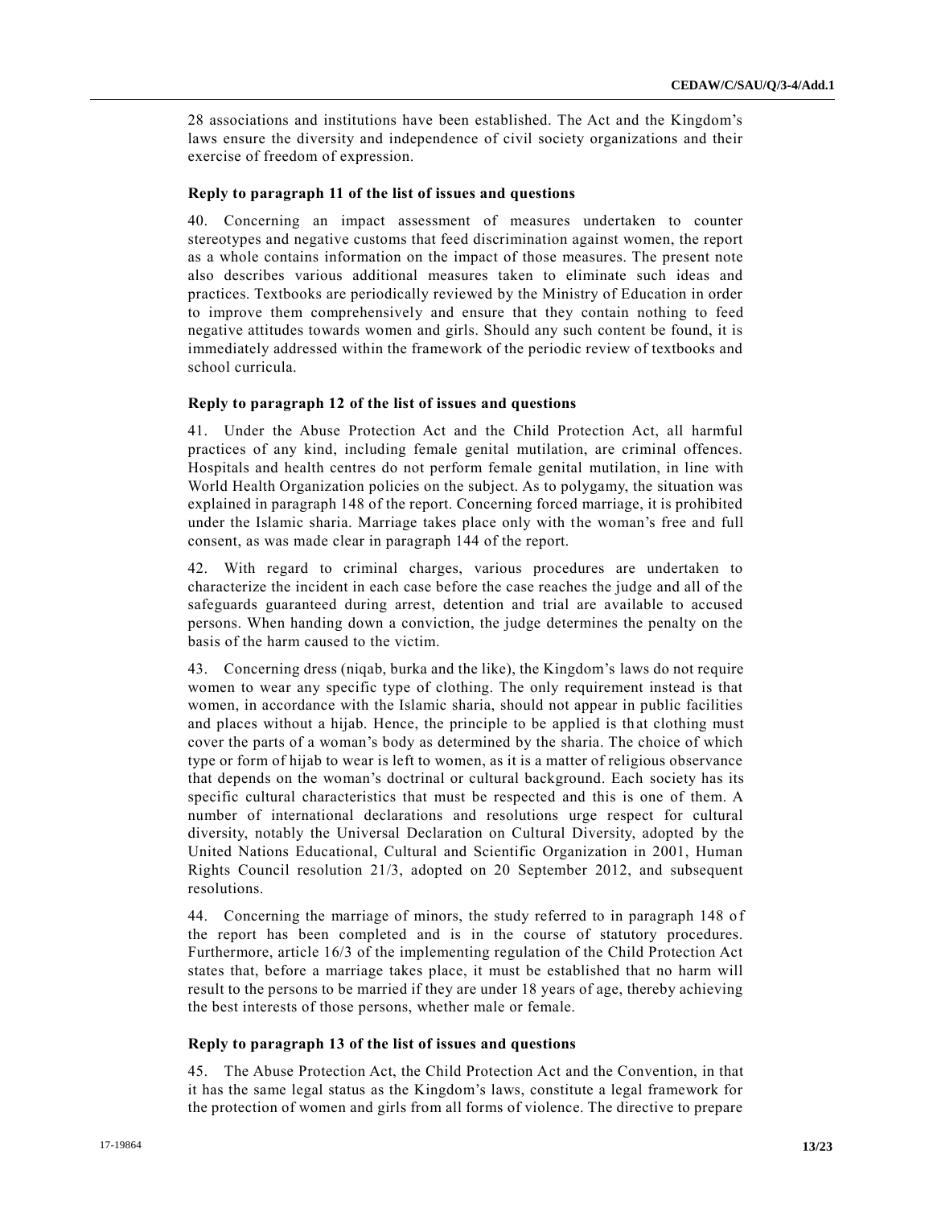28 associations and institutions have been established. The Act and the Kingdom's laws ensure the diversity and independence of civil society organizations and their exercise of freedom of expression.

### Reply to paragraph 11 of the list of issues and questions

40. Concerning an impact assessment of measures undertaken to counter stereotypes and negative customs that feed discrimination against women, the report as a whole contains information on the impact of those measures. The present note also describes various additional measures taken to eliminate such ideas and practices. Textbooks are periodically reviewed by the Ministry of Education in order to improve them comprehensively and ensure that they contain nothing to feed negative attitudes towards women and girls. Should any such content be found, it is immediately addressed within the framework of the periodic review of textbooks and school curricula.

### Reply to paragraph 12 of the list of issues and questions

41. Under the Abuse Protection Act and the Child Protection Act, all harmful practices of any kind, including female genital mutilation, are criminal offences. Hospitals and health centres do not perform female genital mutilation, in line with World Health Organization policies on the subject. As to polygamy, the situation was explained in paragraph 148 of the report. Concerning forced marriage, it is prohibited under the Islamic sharia. Marriage takes place only with the woman's free and full consent, as was made clear in paragraph 144 of the report.

42. With regard to criminal charges, various procedures are undertaken to characterize the incident in each case before the case reaches the judge and all of the safeguards guaranteed during arrest, detention and trial are available to accused persons. When handing down a conviction, the judge determines the penalty on the basis of the harm caused to the victim.

43. Concerning dress (niqab, burka and the like), the Kingdom's laws do not require women to wear any specific type of clothing. The only requirement instead is that women, in accordance with the Islamic sharia, should not appear in public facilities and places without a hijab. Hence, the principle to be applied is that clothing must cover the parts of a woman's body as determined by the sharia. The choice of which type or form of hijab to wear is left to women, as it is a matter of religious observance that depends on the woman's doctrinal or cultural background. Each society has its specific cultural characteristics that must be respected and this is one of them. A number of international declarations and resolutions urge respect for cultural diversity, notably the Universal Declaration on Cultural Diversity, adopted by the United Nations Educational, Cultural and Scientific Organization in 2001, Human Rights Council resolution 21/3, adopted on 20 September 2012, and subsequent resolutions.

44. Concerning the marriage of minors, the study referred to in paragraph 148 of the report has been completed and is in the course of statutory procedures. Furthermore, article 16/3 of the implementing regulation of the Child Protection Act states that, before a marriage takes place, it must be established that no harm will result to the persons to be married if they are under 18 years of age, thereby achieving the best interests of those persons, whether male or female.

### Reply to paragraph 13 of the list of issues and questions

45. The Abuse Protection Act, the Child Protection Act and the Convention, in that it has the same legal status as the Kingdom's laws, constitute a legal framework for the protection of women and girls from all forms of violence. The directive to prepare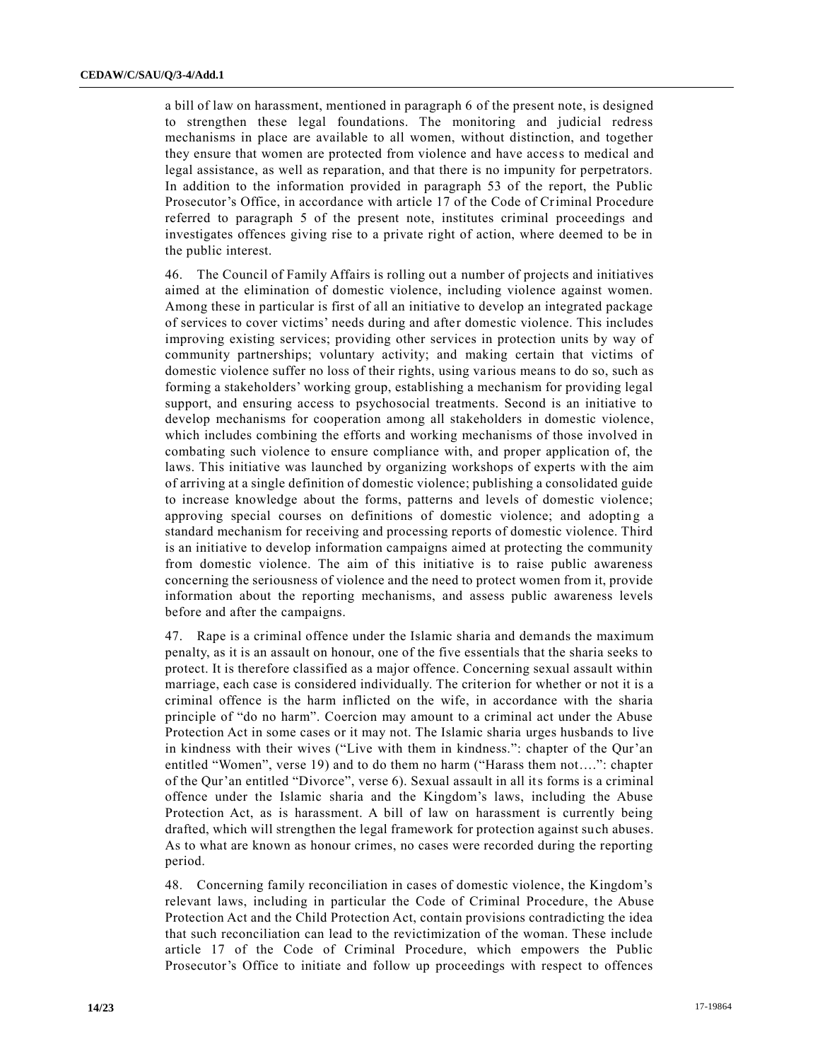a bill of law on harassment, mentioned in paragraph 6 of the present note, is designed to strengthen these legal foundations. The monitoring and judicial redress mechanisms in place are available to all women, without distinction, and together they ensure that women are protected from violence and have access to medical and legal assistance, as well as reparation, and that there is no impunity for perpetrators. In addition to the information provided in paragraph 53 of the report, the Public Prosecutor's Office, in accordance with article 17 of the Code of Criminal Procedure referred to paragraph 5 of the present note, institutes criminal proceedings and investigates offences giving rise to a private right of action, where deemed to be in the public interest.

46. The Council of Family Affairs is rolling out a number of projects and initiatives aimed at the elimination of domestic violence, including violence against women. Among these in particular is first of all an initiative to develop an integrated package of services to cover victims' needs during and after domestic violence. This includes improving existing services; providing other services in protection units by way of community partnerships; voluntary activity; and making certain that victims of domestic violence suffer no loss of their rights, using various means to do so, such as forming a stakeholders' working group, establishing a mechanism for providing legal support, and ensuring access to psychosocial treatments. Second is an initiative to develop mechanisms for cooperation among all stakeholders in domestic violence, which includes combining the efforts and working mechanisms of those involved in combating such violence to ensure compliance with, and proper application of, the laws. This initiative was launched by organizing workshops of experts with the aim of arriving at a single definition of domestic violence; publishing a consolidated guide to increase knowledge about the forms, patterns and levels of domestic violence; approving special courses on definitions of domestic violence; and adopting a standard mechanism for receiving and processing reports of domestic violence. Third is an initiative to develop information campaigns aimed at protecting the community from domestic violence. The aim of this initiative is to raise public awareness concerning the seriousness of violence and the need to protect women from it, provide information about the reporting mechanisms, and assess public awareness levels before and after the campaigns.

47. Rape is a criminal offence under the Islamic sharia and demands the maximum penalty, as it is an assault on honour, one of the five essentials that the sharia seeks to protect. It is therefore classified as a major offence. Concerning sexual assault within marriage, each case is considered individually. The criterion for whether or not it is a criminal offence is the harm inflicted on the wife, in accordance with the sharia principle of "do no harm". Coercion may amount to a criminal act under the Abuse Protection Act in some cases or it may not. The Islamic sharia urges husbands to live in kindness with their wives ("Live with them in kindness.": chapter of the Qur'an entitled "Women", verse 19) and to do them no harm ("Harass them not….": chapter of the Qur'an entitled "Divorce", verse 6). Sexual assault in all its forms is a criminal offence under the Islamic sharia and the Kingdom's laws, including the Abuse Protection Act, as is harassment. A bill of law on harassment is currently being drafted, which will strengthen the legal framework for protection against such abuses. As to what are known as honour crimes, no cases were recorded during the reporting period.

48. Concerning family reconciliation in cases of domestic violence, the Kingdom's relevant laws, including in particular the Code of Criminal Procedure, the Abuse Protection Act and the Child Protection Act, contain provisions contradicting the idea that such reconciliation can lead to the revictimization of the woman. These include article 17 of the Code of Criminal Procedure, which empowers the Public Prosecutor's Office to initiate and follow up proceedings with respect to offences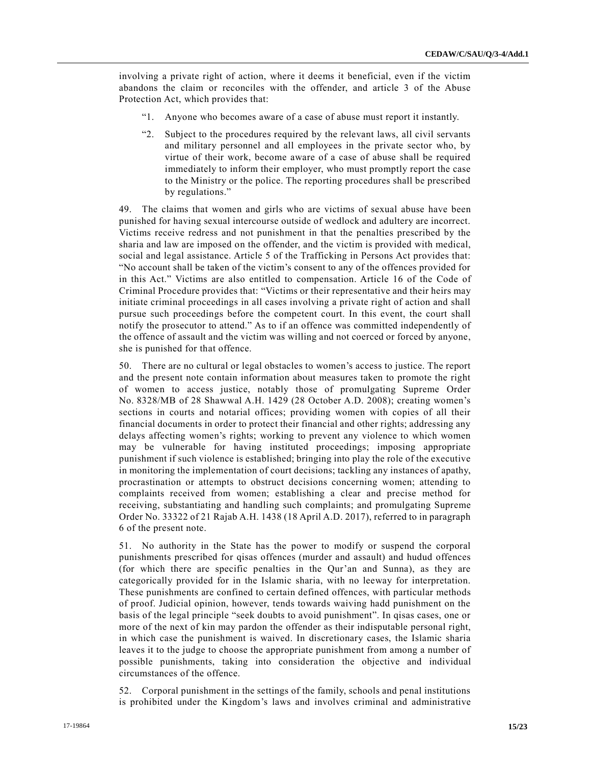involving a private right of action, where it deems it beneficial, even if the victim abandons the claim or reconciles with the offender, and article 3 of the Abuse Protection Act, which provides that:

> "1. Anyone who becomes aware of a case of abuse must report it instantly.
>
> "2. Subject to the procedures required by the relevant laws, all civil servants and military personnel and all employees in the private sector who, by virtue of their work, become aware of a case of abuse shall be required immediately to inform their employer, who must promptly report the case to the Ministry or the police. The reporting procedures shall be prescribed by regulations."

49. The claims that women and girls who are victims of sexual abuse have been punished for having sexual intercourse outside of wedlock and adultery are incorrect. Victims receive redress and not punishment in that the penalties prescribed by the sharia and law are imposed on the offender, and the victim is provided with medical, social and legal assistance. Article 5 of the Trafficking in Persons Act provides that: "No account shall be taken of the victim's consent to any of the offences provided for in this Act." Victims are also entitled to compensation. Article 16 of the Code of Criminal Procedure provides that: "Victims or their representative and their heirs may initiate criminal proceedings in all cases involving a private right of action and shall pursue such proceedings before the competent court. In this event, the court shall notify the prosecutor to attend." As to if an offence was committed independently of the offence of assault and the victim was willing and not coerced or forced by anyone, she is punished for that offence.

50. There are no cultural or legal obstacles to women's access to justice. The report and the present note contain information about measures taken to promote the right of women to access justice, notably those of promulgating Supreme Order No. 8328/MB of 28 Shawwal A.H. 1429 (28 October A.D. 2008); creating women's sections in courts and notarial offices; providing women with copies of all their financial documents in order to protect their financial and other rights; addressing any delays affecting women's rights; working to prevent any violence to which women may be vulnerable for having instituted proceedings; imposing appropriate punishment if such violence is established; bringing into play the role of the executive in monitoring the implementation of court decisions; tackling any instances of apathy, procrastination or attempts to obstruct decisions concerning women; attending to complaints received from women; establishing a clear and precise method for receiving, substantiating and handling such complaints; and promulgating Supreme Order No. 33322 of 21 Rajab A.H. 1438 (18 April A.D. 2017), referred to in paragraph 6 of the present note.

51. No authority in the State has the power to modify or suspend the corporal punishments prescribed for qisas offences (murder and assault) and hudud offences (for which there are specific penalties in the Qur'an and Sunna), as they are categorically provided for in the Islamic sharia, with no leeway for interpretation. These punishments are confined to certain defined offences, with particular methods of proof. Judicial opinion, however, tends towards waiving hadd punishment on the basis of the legal principle "seek doubts to avoid punishment". In qisas cases, one or more of the next of kin may pardon the offender as their indisputable personal right, in which case the punishment is waived. In discretionary cases, the Islamic sharia leaves it to the judge to choose the appropriate punishment from among a number of possible punishments, taking into consideration the objective and individual circumstances of the offence.

52. Corporal punishment in the settings of the family, schools and penal institutions is prohibited under the Kingdom's laws and involves criminal and administrative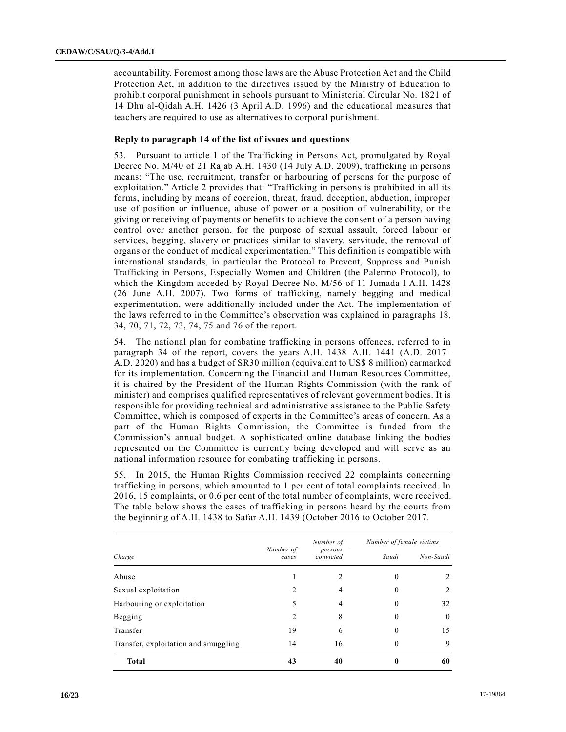accountability. Foremost among those laws are the Abuse Protection Act and the Child Protection Act, in addition to the directives issued by the Ministry of Education to prohibit corporal punishment in schools pursuant to Ministerial Circular No. 1821 of 14 Dhu al-Qidah A.H. 1426 (3 April A.D. 1996) and the educational measures that teachers are required to use as alternatives to corporal punishment.

### Reply to paragraph 14 of the list of issues and questions

53. Pursuant to article 1 of the Trafficking in Persons Act, promulgated by Royal Decree No. M/40 of 21 Rajab A.H. 1430 (14 July A.D. 2009), trafficking in persons means: "The use, recruitment, transfer or harbouring of persons for the purpose of exploitation." Article 2 provides that: "Trafficking in persons is prohibited in all its forms, including by means of coercion, threat, fraud, deception, abduction, improper use of position or influence, abuse of power or a position of vulnerability, or the giving or receiving of payments or benefits to achieve the consent of a person having control over another person, for the purpose of sexual assault, forced labour or services, begging, slavery or practices similar to slavery, servitude, the removal of organs or the conduct of medical experimentation." This definition is compatible with international standards, in particular the Protocol to Prevent, Suppress and Punish Trafficking in Persons, Especially Women and Children (the Palermo Protocol), to which the Kingdom acceded by Royal Decree No. M/56 of 11 Jumada I A.H. 1428 (26 June A.H. 2007). Two forms of trafficking, namely begging and medical experimentation, were additionally included under the Act. The implementation of the laws referred to in the Committee's observation was explained in paragraphs 18, 34, 70, 71, 72, 73, 74, 75 and 76 of the report.

54. The national plan for combating trafficking in persons offences, referred to in paragraph 34 of the report, covers the years A.H. 1438–A.H. 1441 (A.D. 2017–A.D. 2020) and has a budget of SR30 million (equivalent to US$ 8 million) earmarked for its implementation. Concerning the Financial and Human Resources Committee, it is chaired by the President of the Human Rights Commission (with the rank of minister) and comprises qualified representatives of relevant government bodies. It is responsible for providing technical and administrative assistance to the Public Safety Committee, which is composed of experts in the Committee's areas of concern. As a part of the Human Rights Commission, the Committee is funded from the Commission's annual budget. A sophisticated online database linking the bodies represented on the Committee is currently being developed and will serve as an national information resource for combating trafficking in persons.

55. In 2015, the Human Rights Commission received 22 complaints concerning trafficking in persons, which amounted to 1 per cent of total complaints received. In 2016, 15 complaints, or 0.6 per cent of the total number of complaints, were received. The table below shows the cases of trafficking in persons heard by the courts from the beginning of A.H. 1438 to Safar A.H. 1439 (October 2016 to October 2017.

| *Charge* | *Number of cases* | *Number of persons convicted* | *Number of female victims* | |
|---|---|---|---|---|
| | | | *Saudi* | *Non-Saudi* |
| Abuse | 1 | 2 | 0 | 2 |
| Sexual exploitation | 2 | 4 | 0 | 2 |
| Harbouring or exploitation | 5 | 4 | 0 | 32 |
| Begging | 2 | 8 | 0 | 0 |
| Transfer | 19 | 6 | 0 | 15 |
| Transfer, exploitation and smuggling | 14 | 16 | 0 | 9 |
| **Total** | **43** | **40** | **0** | **60** |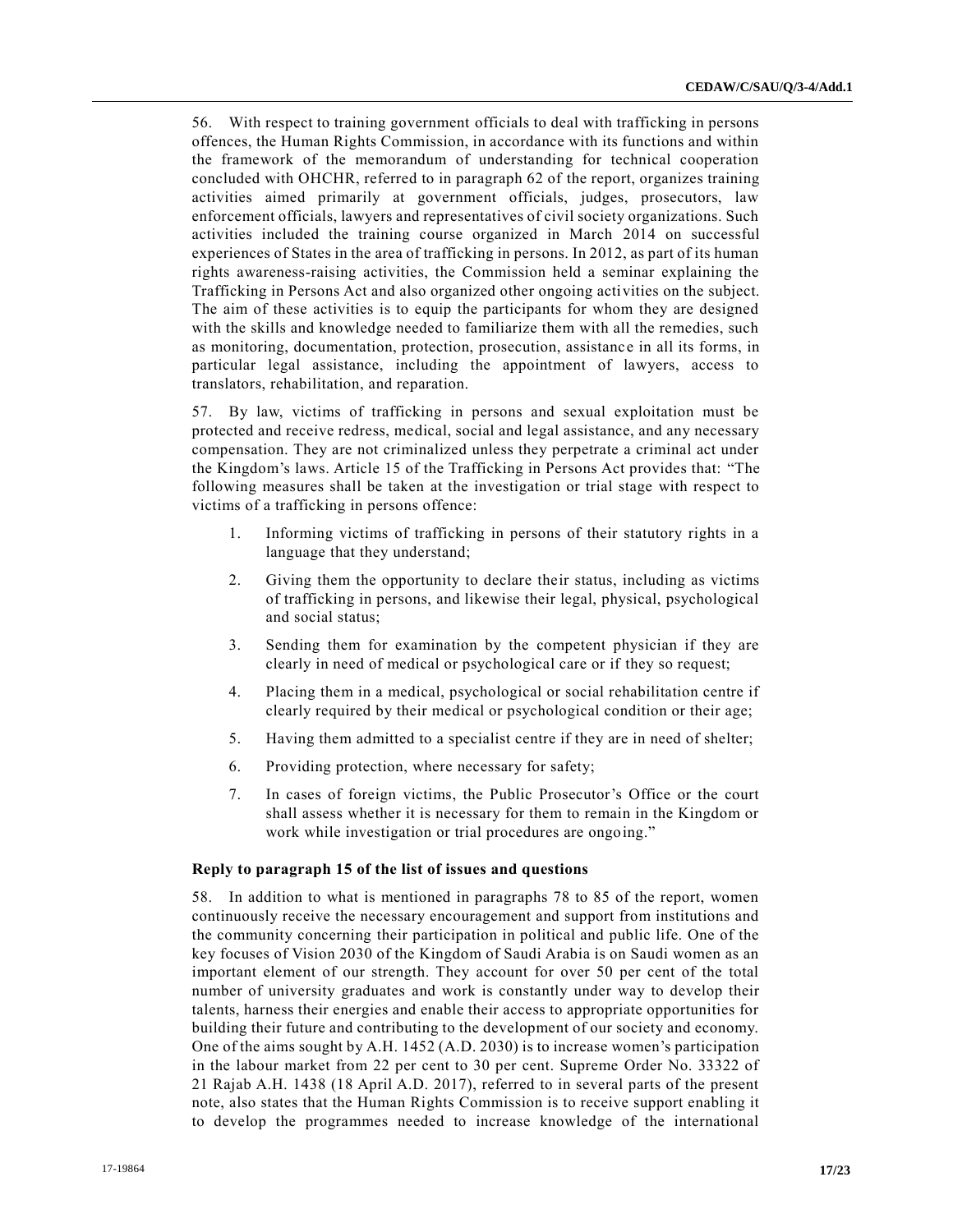56. With respect to training government officials to deal with trafficking in persons offences, the Human Rights Commission, in accordance with its functions and within the framework of the memorandum of understanding for technical cooperation concluded with OHCHR, referred to in paragraph 62 of the report, organizes training activities aimed primarily at government officials, judges, prosecutors, law enforcement officials, lawyers and representatives of civil society organizations. Such activities included the training course organized in March 2014 on successful experiences of States in the area of trafficking in persons. In 2012, as part of its human rights awareness-raising activities, the Commission held a seminar explaining the Trafficking in Persons Act and also organized other ongoing activities on the subject. The aim of these activities is to equip the participants for whom they are designed with the skills and knowledge needed to familiarize them with all the remedies, such as monitoring, documentation, protection, prosecution, assistance in all its forms, in particular legal assistance, including the appointment of lawyers, access to translators, rehabilitation, and reparation.

57. By law, victims of trafficking in persons and sexual exploitation must be protected and receive redress, medical, social and legal assistance, and any necessary compensation. They are not criminalized unless they perpetrate a criminal act under the Kingdom's laws. Article 15 of the Trafficking in Persons Act provides that: "The following measures shall be taken at the investigation or trial stage with respect to victims of a trafficking in persons offence:

1. Informing victims of trafficking in persons of their statutory rights in a language that they understand;

2. Giving them the opportunity to declare their status, including as victims of trafficking in persons, and likewise their legal, physical, psychological and social status;

3. Sending them for examination by the competent physician if they are clearly in need of medical or psychological care or if they so request;

4. Placing them in a medical, psychological or social rehabilitation centre if clearly required by their medical or psychological condition or their age;

5. Having them admitted to a specialist centre if they are in need of shelter;

6. Providing protection, where necessary for safety;

7. In cases of foreign victims, the Public Prosecutor's Office or the court shall assess whether it is necessary for them to remain in the Kingdom or work while investigation or trial procedures are ongoing."

**Reply to paragraph 15 of the list of issues and questions**

58. In addition to what is mentioned in paragraphs 78 to 85 of the report, women continuously receive the necessary encouragement and support from institutions and the community concerning their participation in political and public life. One of the key focuses of Vision 2030 of the Kingdom of Saudi Arabia is on Saudi women as an important element of our strength. They account for over 50 per cent of the total number of university graduates and work is constantly under way to develop their talents, harness their energies and enable their access to appropriate opportunities for building their future and contributing to the development of our society and economy. One of the aims sought by A.H. 1452 (A.D. 2030) is to increase women's participation in the labour market from 22 per cent to 30 per cent. Supreme Order No. 33322 of 21 Rajab A.H. 1438 (18 April A.D. 2017), referred to in several parts of the present note, also states that the Human Rights Commission is to receive support enabling it to develop the programmes needed to increase knowledge of the international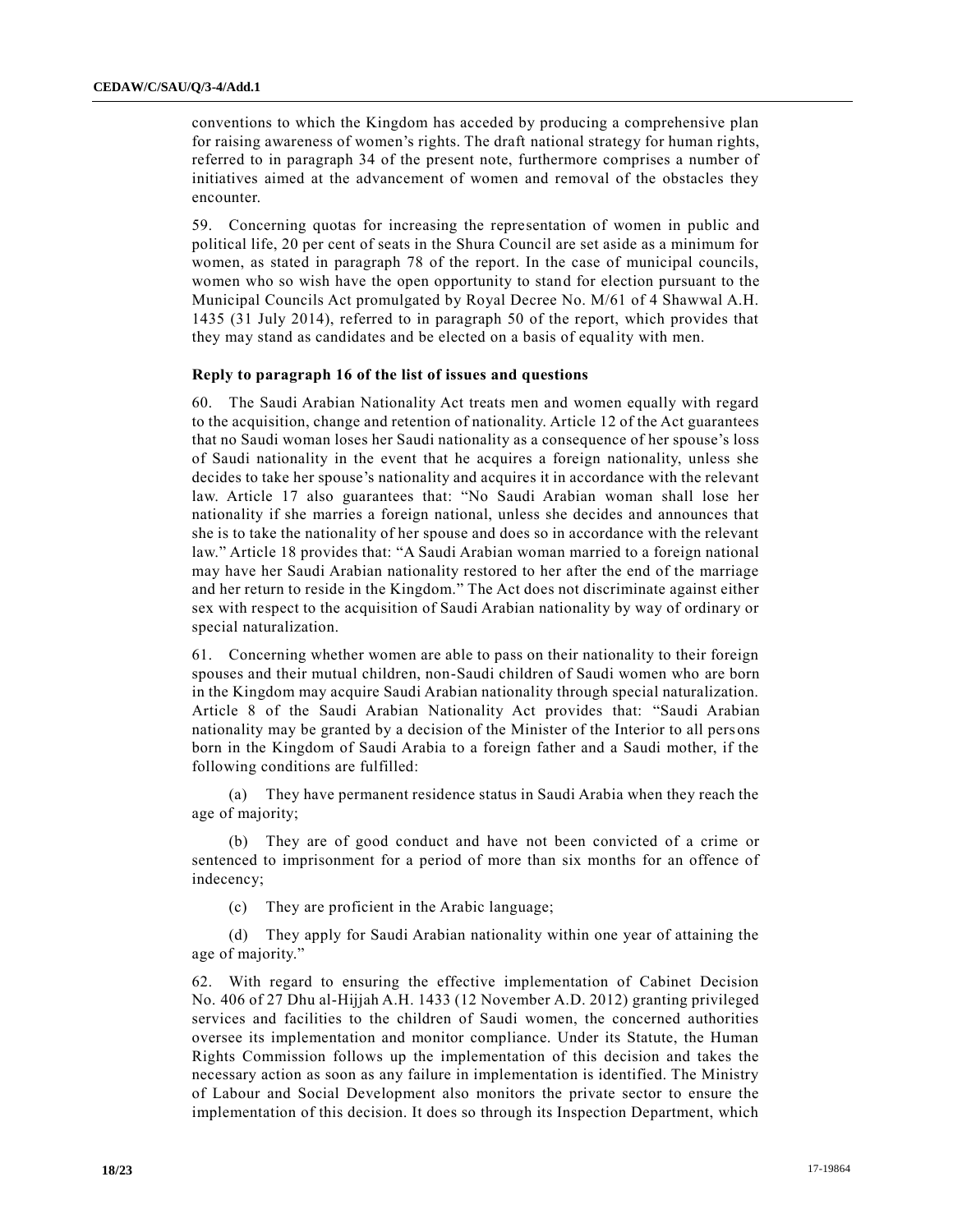conventions to which the Kingdom has acceded by producing a comprehensive plan for raising awareness of women's rights. The draft national strategy for human rights, referred to in paragraph 34 of the present note, furthermore comprises a number of initiatives aimed at the advancement of women and removal of the obstacles they encounter.

59. Concerning quotas for increasing the representation of women in public and political life, 20 per cent of seats in the Shura Council are set aside as a minimum for women, as stated in paragraph 78 of the report. In the case of municipal councils, women who so wish have the open opportunity to stand for election pursuant to the Municipal Councils Act promulgated by Royal Decree No. M/61 of 4 Shawwal A.H. 1435 (31 July 2014), referred to in paragraph 50 of the report, which provides that they may stand as candidates and be elected on a basis of equality with men.

**Reply to paragraph 16 of the list of issues and questions**

60. The Saudi Arabian Nationality Act treats men and women equally with regard to the acquisition, change and retention of nationality. Article 12 of the Act guarantees that no Saudi woman loses her Saudi nationality as a consequence of her spouse's loss of Saudi nationality in the event that he acquires a foreign nationality, unless she decides to take her spouse's nationality and acquires it in accordance with the relevant law. Article 17 also guarantees that: "No Saudi Arabian woman shall lose her nationality if she marries a foreign national, unless she decides and announces that she is to take the nationality of her spouse and does so in accordance with the relevant law." Article 18 provides that: "A Saudi Arabian woman married to a foreign national may have her Saudi Arabian nationality restored to her after the end of the marriage and her return to reside in the Kingdom." The Act does not discriminate against either sex with respect to the acquisition of Saudi Arabian nationality by way of ordinary or special naturalization.

61. Concerning whether women are able to pass on their nationality to their foreign spouses and their mutual children, non-Saudi children of Saudi women who are born in the Kingdom may acquire Saudi Arabian nationality through special naturalization. Article 8 of the Saudi Arabian Nationality Act provides that: "Saudi Arabian nationality may be granted by a decision of the Minister of the Interior to all persons born in the Kingdom of Saudi Arabia to a foreign father and a Saudi mother, if the following conditions are fulfilled:

(a) They have permanent residence status in Saudi Arabia when they reach the age of majority;

(b) They are of good conduct and have not been convicted of a crime or sentenced to imprisonment for a period of more than six months for an offence of indecency;

(c) They are proficient in the Arabic language;

(d) They apply for Saudi Arabian nationality within one year of attaining the age of majority."

62. With regard to ensuring the effective implementation of Cabinet Decision No. 406 of 27 Dhu al-Hijjah A.H. 1433 (12 November A.D. 2012) granting privileged services and facilities to the children of Saudi women, the concerned authorities oversee its implementation and monitor compliance. Under its Statute, the Human Rights Commission follows up the implementation of this decision and takes the necessary action as soon as any failure in implementation is identified. The Ministry of Labour and Social Development also monitors the private sector to ensure the implementation of this decision. It does so through its Inspection Department, which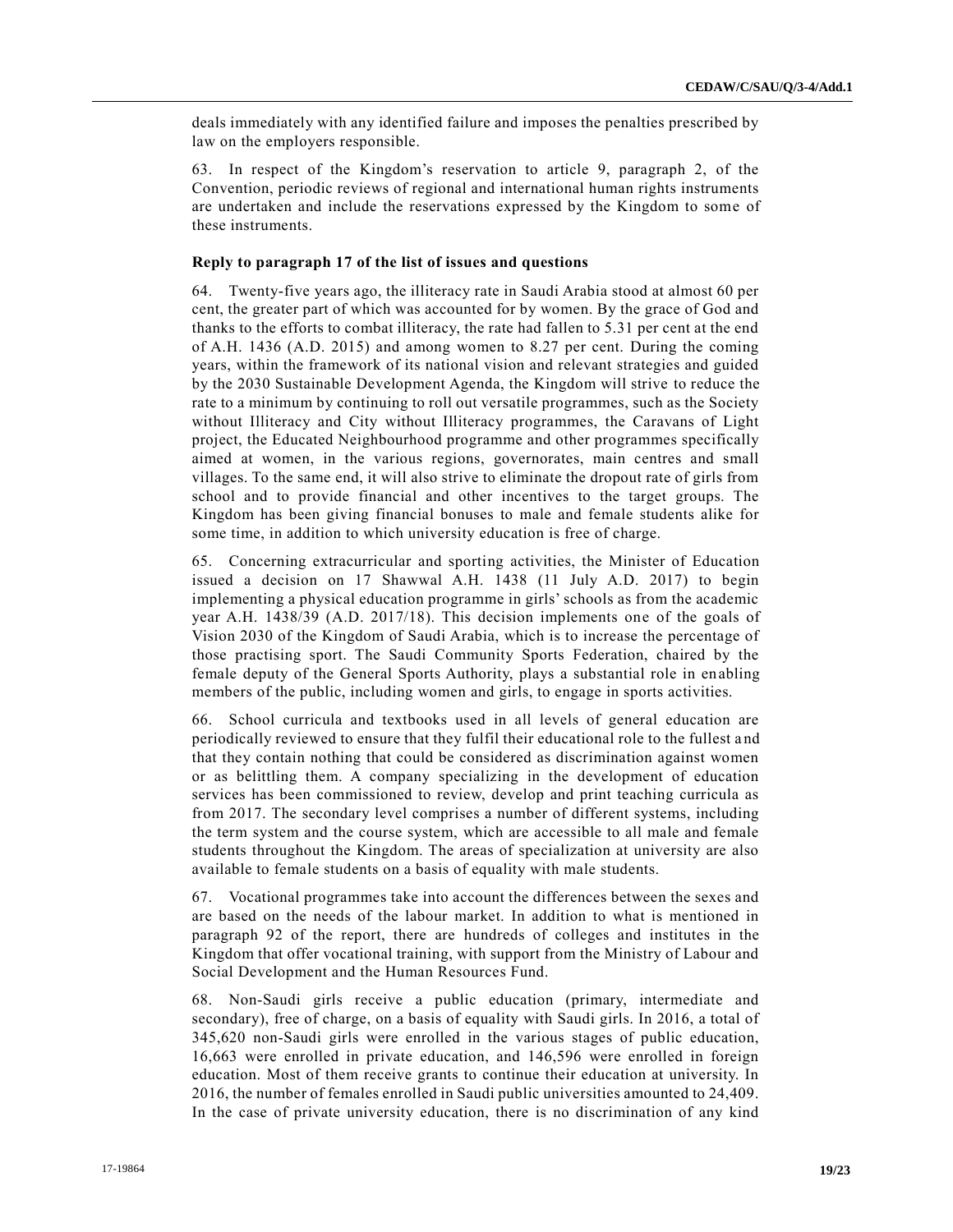deals immediately with any identified failure and imposes the penalties prescribed by law on the employers responsible.

63. In respect of the Kingdom's reservation to article 9, paragraph 2, of the Convention, periodic reviews of regional and international human rights instruments are undertaken and include the reservations expressed by the Kingdom to some of these instruments.

**Reply to paragraph 17 of the list of issues and questions**

64. Twenty-five years ago, the illiteracy rate in Saudi Arabia stood at almost 60 per cent, the greater part of which was accounted for by women. By the grace of God and thanks to the efforts to combat illiteracy, the rate had fallen to 5.31 per cent at the end of A.H. 1436 (A.D. 2015) and among women to 8.27 per cent. During the coming years, within the framework of its national vision and relevant strategies and guided by the 2030 Sustainable Development Agenda, the Kingdom will strive to reduce the rate to a minimum by continuing to roll out versatile programmes, such as the Society without Illiteracy and City without Illiteracy programmes, the Caravans of Light project, the Educated Neighbourhood programme and other programmes specifically aimed at women, in the various regions, governorates, main centres and small villages. To the same end, it will also strive to eliminate the dropout rate of girls from school and to provide financial and other incentives to the target groups. The Kingdom has been giving financial bonuses to male and female students alike for some time, in addition to which university education is free of charge.

65. Concerning extracurricular and sporting activities, the Minister of Education issued a decision on 17 Shawwal A.H. 1438 (11 July A.D. 2017) to begin implementing a physical education programme in girls' schools as from the academic year A.H. 1438/39 (A.D. 2017/18). This decision implements one of the goals of Vision 2030 of the Kingdom of Saudi Arabia, which is to increase the percentage of those practising sport. The Saudi Community Sports Federation, chaired by the female deputy of the General Sports Authority, plays a substantial role in enabling members of the public, including women and girls, to engage in sports activities.

66. School curricula and textbooks used in all levels of general education are periodically reviewed to ensure that they fulfil their educational role to the fullest and that they contain nothing that could be considered as discrimination against women or as belittling them. A company specializing in the development of education services has been commissioned to review, develop and print teaching curricula as from 2017. The secondary level comprises a number of different systems, including the term system and the course system, which are accessible to all male and female students throughout the Kingdom. The areas of specialization at university are also available to female students on a basis of equality with male students.

67. Vocational programmes take into account the differences between the sexes and are based on the needs of the labour market. In addition to what is mentioned in paragraph 92 of the report, there are hundreds of colleges and institutes in the Kingdom that offer vocational training, with support from the Ministry of Labour and Social Development and the Human Resources Fund.

68. Non-Saudi girls receive a public education (primary, intermediate and secondary), free of charge, on a basis of equality with Saudi girls. In 2016, a total of 345,620 non-Saudi girls were enrolled in the various stages of public education, 16,663 were enrolled in private education, and 146,596 were enrolled in foreign education. Most of them receive grants to continue their education at university. In 2016, the number of females enrolled in Saudi public universities amounted to 24,409. In the case of private university education, there is no discrimination of any kind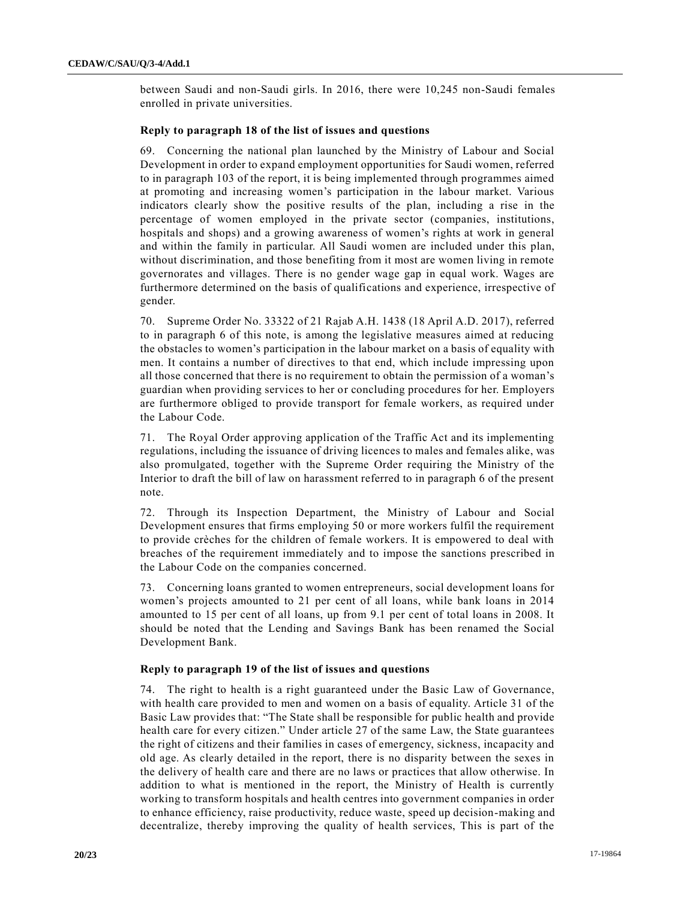between Saudi and non-Saudi girls. In 2016, there were 10,245 non-Saudi females enrolled in private universities.

### Reply to paragraph 18 of the list of issues and questions

69. Concerning the national plan launched by the Ministry of Labour and Social Development in order to expand employment opportunities for Saudi women, referred to in paragraph 103 of the report, it is being implemented through programmes aimed at promoting and increasing women's participation in the labour market. Various indicators clearly show the positive results of the plan, including a rise in the percentage of women employed in the private sector (companies, institutions, hospitals and shops) and a growing awareness of women's rights at work in general and within the family in particular. All Saudi women are included under this plan, without discrimination, and those benefiting from it most are women living in remote governorates and villages. There is no gender wage gap in equal work. Wages are furthermore determined on the basis of qualifications and experience, irrespective of gender.

70. Supreme Order No. 33322 of 21 Rajab A.H. 1438 (18 April A.D. 2017), referred to in paragraph 6 of this note, is among the legislative measures aimed at reducing the obstacles to women's participation in the labour market on a basis of equality with men. It contains a number of directives to that end, which include impressing upon all those concerned that there is no requirement to obtain the permission of a woman's guardian when providing services to her or concluding procedures for her. Employers are furthermore obliged to provide transport for female workers, as required under the Labour Code.

71. The Royal Order approving application of the Traffic Act and its implementing regulations, including the issuance of driving licences to males and females alike, was also promulgated, together with the Supreme Order requiring the Ministry of the Interior to draft the bill of law on harassment referred to in paragraph 6 of the present note.

72. Through its Inspection Department, the Ministry of Labour and Social Development ensures that firms employing 50 or more workers fulfil the requirement to provide crèches for the children of female workers. It is empowered to deal with breaches of the requirement immediately and to impose the sanctions prescribed in the Labour Code on the companies concerned.

73. Concerning loans granted to women entrepreneurs, social development loans for women's projects amounted to 21 per cent of all loans, while bank loans in 2014 amounted to 15 per cent of all loans, up from 9.1 per cent of total loans in 2008. It should be noted that the Lending and Savings Bank has been renamed the Social Development Bank.

### Reply to paragraph 19 of the list of issues and questions

74. The right to health is a right guaranteed under the Basic Law of Governance, with health care provided to men and women on a basis of equality. Article 31 of the Basic Law provides that: "The State shall be responsible for public health and provide health care for every citizen." Under article 27 of the same Law, the State guarantees the right of citizens and their families in cases of emergency, sickness, incapacity and old age. As clearly detailed in the report, there is no disparity between the sexes in the delivery of health care and there are no laws or practices that allow otherwise. In addition to what is mentioned in the report, the Ministry of Health is currently working to transform hospitals and health centres into government companies in order to enhance efficiency, raise productivity, reduce waste, speed up decision-making and decentralize, thereby improving the quality of health services, This is part of the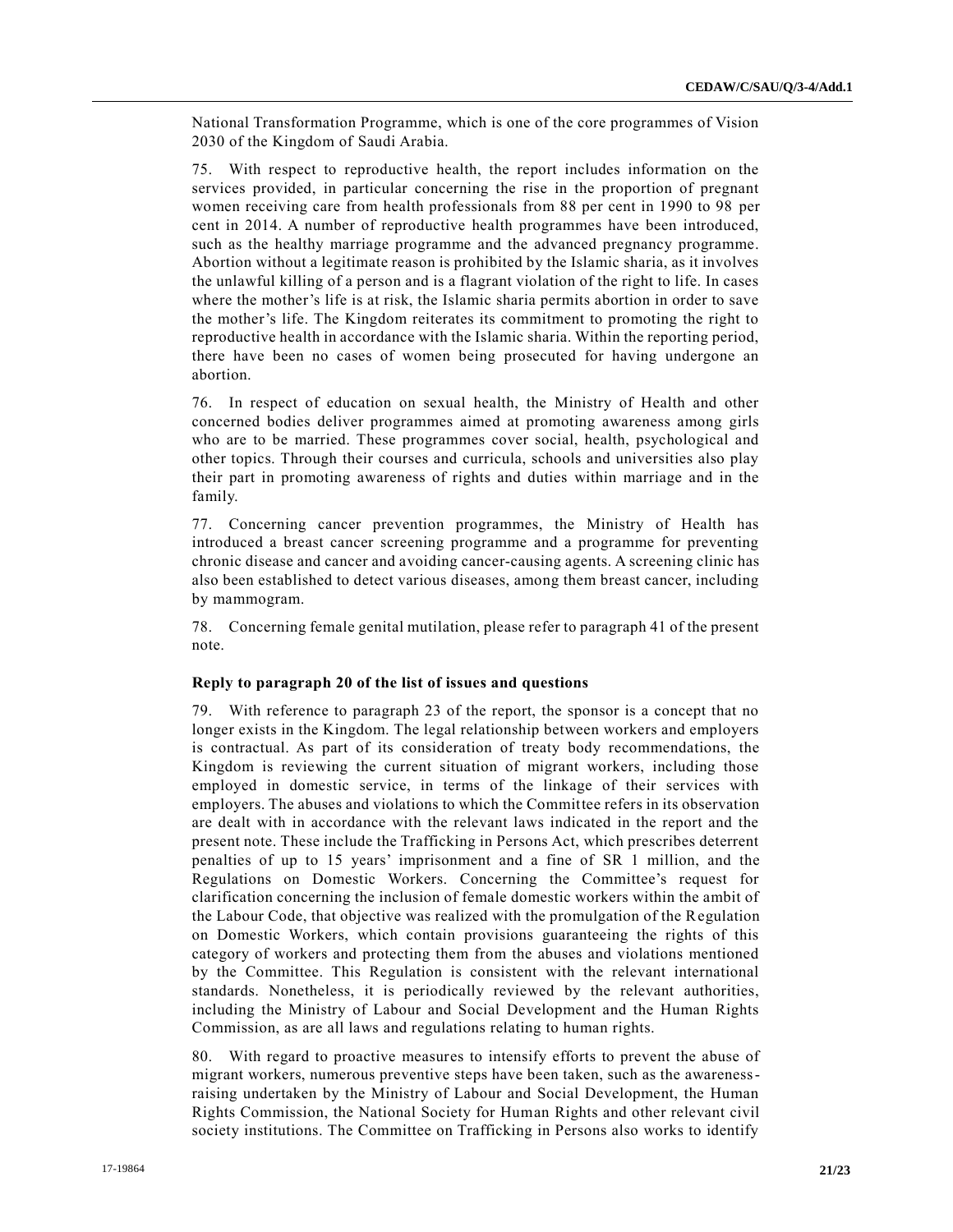National Transformation Programme, which is one of the core programmes of Vision 2030 of the Kingdom of Saudi Arabia.

75. With respect to reproductive health, the report includes information on the services provided, in particular concerning the rise in the proportion of pregnant women receiving care from health professionals from 88 per cent in 1990 to 98 per cent in 2014. A number of reproductive health programmes have been introduced, such as the healthy marriage programme and the advanced pregnancy programme. Abortion without a legitimate reason is prohibited by the Islamic sharia, as it involves the unlawful killing of a person and is a flagrant violation of the right to life. In cases where the mother's life is at risk, the Islamic sharia permits abortion in order to save the mother's life. The Kingdom reiterates its commitment to promoting the right to reproductive health in accordance with the Islamic sharia. Within the reporting period, there have been no cases of women being prosecuted for having undergone an abortion.

76. In respect of education on sexual health, the Ministry of Health and other concerned bodies deliver programmes aimed at promoting awareness among girls who are to be married. These programmes cover social, health, psychological and other topics. Through their courses and curricula, schools and universities also play their part in promoting awareness of rights and duties within marriage and in the family.

77. Concerning cancer prevention programmes, the Ministry of Health has introduced a breast cancer screening programme and a programme for preventing chronic disease and cancer and avoiding cancer-causing agents. A screening clinic has also been established to detect various diseases, among them breast cancer, including by mammogram.

78. Concerning female genital mutilation, please refer to paragraph 41 of the present note.

**Reply to paragraph 20 of the list of issues and questions**

79. With reference to paragraph 23 of the report, the sponsor is a concept that no longer exists in the Kingdom. The legal relationship between workers and employers is contractual. As part of its consideration of treaty body recommendations, the Kingdom is reviewing the current situation of migrant workers, including those employed in domestic service, in terms of the linkage of their services with employers. The abuses and violations to which the Committee refers in its observation are dealt with in accordance with the relevant laws indicated in the report and the present note. These include the Trafficking in Persons Act, which prescribes deterrent penalties of up to 15 years' imprisonment and a fine of SR 1 million, and the Regulations on Domestic Workers. Concerning the Committee's request for clarification concerning the inclusion of female domestic workers within the ambit of the Labour Code, that objective was realized with the promulgation of the Regulation on Domestic Workers, which contain provisions guaranteeing the rights of this category of workers and protecting them from the abuses and violations mentioned by the Committee. This Regulation is consistent with the relevant international standards. Nonetheless, it is periodically reviewed by the relevant authorities, including the Ministry of Labour and Social Development and the Human Rights Commission, as are all laws and regulations relating to human rights.

80. With regard to proactive measures to intensify efforts to prevent the abuse of migrant workers, numerous preventive steps have been taken, such as the awareness-raising undertaken by the Ministry of Labour and Social Development, the Human Rights Commission, the National Society for Human Rights and other relevant civil society institutions. The Committee on Trafficking in Persons also works to identify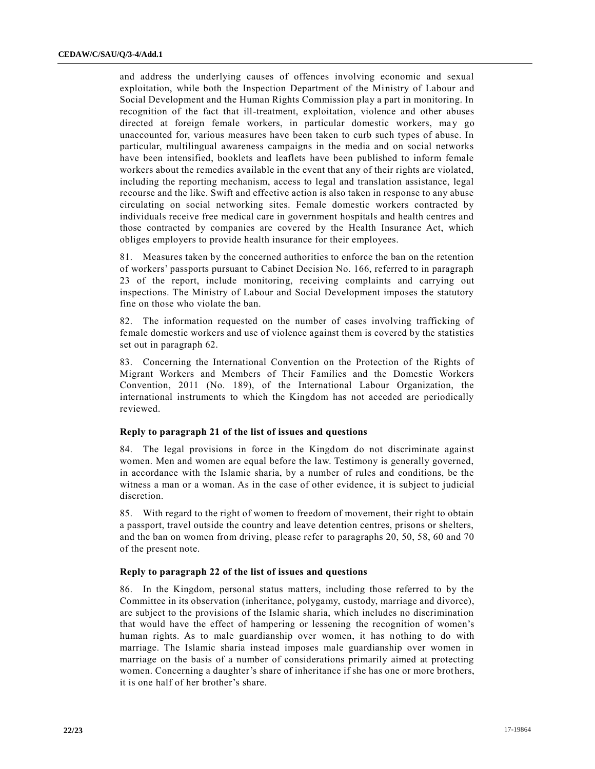and address the underlying causes of offences involving economic and sexual exploitation, while both the Inspection Department of the Ministry of Labour and Social Development and the Human Rights Commission play a part in monitoring. In recognition of the fact that ill-treatment, exploitation, violence and other abuses directed at foreign female workers, in particular domestic workers, may go unaccounted for, various measures have been taken to curb such types of abuse. In particular, multilingual awareness campaigns in the media and on social networks have been intensified, booklets and leaflets have been published to inform female workers about the remedies available in the event that any of their rights are violated, including the reporting mechanism, access to legal and translation assistance, legal recourse and the like. Swift and effective action is also taken in response to any abuse circulating on social networking sites. Female domestic workers contracted by individuals receive free medical care in government hospitals and health centres and those contracted by companies are covered by the Health Insurance Act, which obliges employers to provide health insurance for their employees.

81. Measures taken by the concerned authorities to enforce the ban on the retention of workers' passports pursuant to Cabinet Decision No. 166, referred to in paragraph 23 of the report, include monitoring, receiving complaints and carrying out inspections. The Ministry of Labour and Social Development imposes the statutory fine on those who violate the ban.

82. The information requested on the number of cases involving trafficking of female domestic workers and use of violence against them is covered by the statistics set out in paragraph 62.

83. Concerning the International Convention on the Protection of the Rights of Migrant Workers and Members of Their Families and the Domestic Workers Convention, 2011 (No. 189), of the International Labour Organization, the international instruments to which the Kingdom has not acceded are periodically reviewed.

### Reply to paragraph 21 of the list of issues and questions

84. The legal provisions in force in the Kingdom do not discriminate against women. Men and women are equal before the law. Testimony is generally governed, in accordance with the Islamic sharia, by a number of rules and conditions, be the witness a man or a woman. As in the case of other evidence, it is subject to judicial discretion.

85. With regard to the right of women to freedom of movement, their right to obtain a passport, travel outside the country and leave detention centres, prisons or shelters, and the ban on women from driving, please refer to paragraphs 20, 50, 58, 60 and 70 of the present note.

### Reply to paragraph 22 of the list of issues and questions

86. In the Kingdom, personal status matters, including those referred to by the Committee in its observation (inheritance, polygamy, custody, marriage and divorce), are subject to the provisions of the Islamic sharia, which includes no discrimination that would have the effect of hampering or lessening the recognition of women's human rights. As to male guardianship over women, it has nothing to do with marriage. The Islamic sharia instead imposes male guardianship over women in marriage on the basis of a number of considerations primarily aimed at protecting women. Concerning a daughter's share of inheritance if she has one or more brothers, it is one half of her brother's share.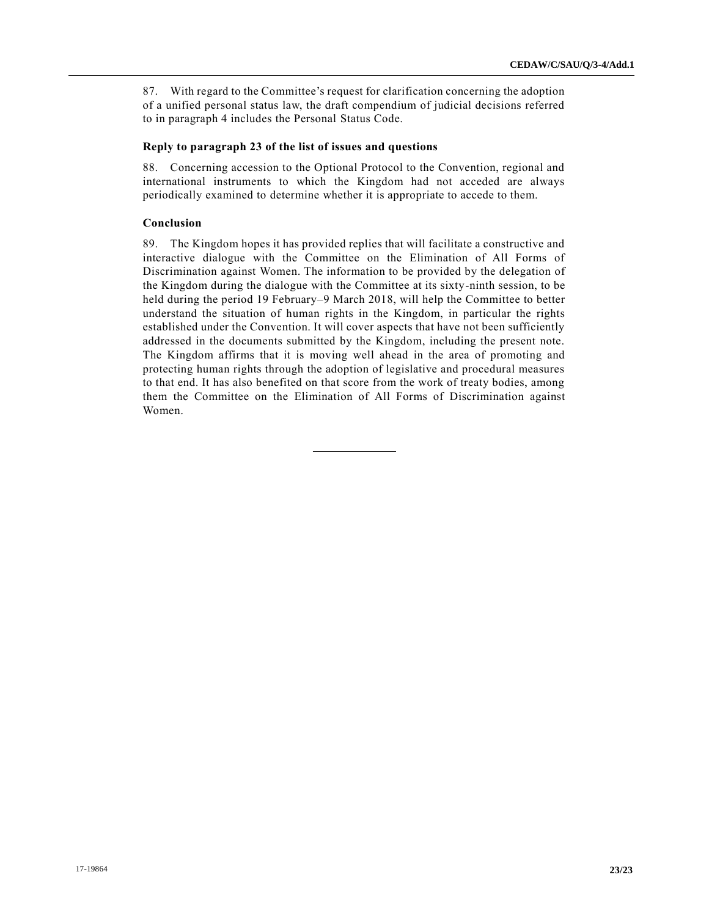87. With regard to the Committee's request for clarification concerning the adoption of a unified personal status law, the draft compendium of judicial decisions referred to in paragraph 4 includes the Personal Status Code.

### Reply to paragraph 23 of the list of issues and questions

88. Concerning accession to the Optional Protocol to the Convention, regional and international instruments to which the Kingdom had not acceded are always periodically examined to determine whether it is appropriate to accede to them.

### Conclusion

89. The Kingdom hopes it has provided replies that will facilitate a constructive and interactive dialogue with the Committee on the Elimination of All Forms of Discrimination against Women. The information to be provided by the delegation of the Kingdom during the dialogue with the Committee at its sixty-ninth session, to be held during the period 19 February–9 March 2018, will help the Committee to better understand the situation of human rights in the Kingdom, in particular the rights established under the Convention. It will cover aspects that have not been sufficiently addressed in the documents submitted by the Kingdom, including the present note. The Kingdom affirms that it is moving well ahead in the area of promoting and protecting human rights through the adoption of legislative and procedural measures to that end. It has also benefited on that score from the work of treaty bodies, among them the Committee on the Elimination of All Forms of Discrimination against Women.